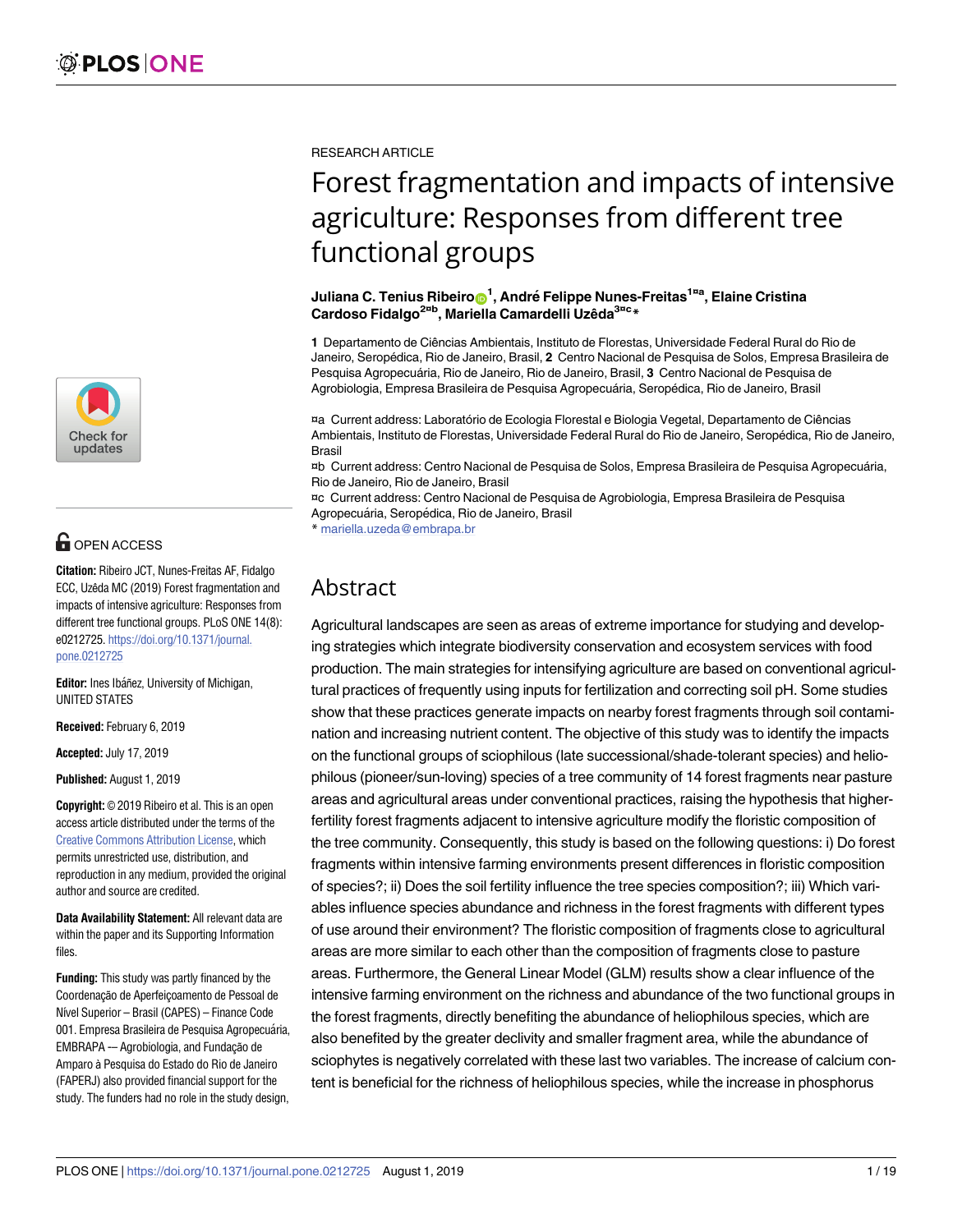RESEARCH ARTICLE

# Forest fragmentation and impacts of intensive agriculture: Responses from different tree functional groups

**Juliana C. Tenius Ribeiro[1], André Felippe Nunes-Freitas[1¤a], Elaine Cristina Cardoso Fidalgo[2¤b], Mariella Camardelli Uzêda[3¤c]***

**1** Departamento de Ciências Ambientais, Instituto de Florestas, Universidade Federal Rural do Rio de Janeiro, Seropédica, Rio de Janeiro, Brasil, **2** Centro Nacional de Pesquisa de Solos, Empresa Brasileira de Pesquisa Agropecuária, Rio de Janeiro, Rio de Janeiro, Brasil, **3** Centro Nacional de Pesquisa de Agrobiologia, Empresa Brasileira de Pesquisa Agropecuária, Seropédica, Rio de Janeiro, Brasil

¤a Current address: Laboratório de Ecologia Florestal e Biologia Vegetal, Departamento de Ciências Ambientais, Instituto de Florestas, Universidade Federal Rural do Rio de Janeiro, Seropédica, Rio de Janeiro, Brasil
¤b Current address: Centro Nacional de Pesquisa de Solos, Empresa Brasileira de Pesquisa Agropecuária, Rio de Janeiro, Rio de Janeiro, Brasil
¤c Current address: Centro Nacional de Pesquisa de Agrobiologia, Empresa Brasileira de Pesquisa Agropecuária, Seropédica, Rio de Janeiro, Brasil
* mariella.uzeda@embrapa.br

OPEN ACCESS

**Citation:** Ribeiro JCT, Nunes-Freitas AF, Fidalgo ECC, Uzêda MC (2019) Forest fragmentation and impacts of intensive agriculture: Responses from different tree functional groups. PLoS ONE 14(8): e0212725. https://doi.org/10.1371/journal.pone.0212725

**Editor:** Ines Ibáñez, University of Michigan, UNITED STATES

**Received:** February 6, 2019

**Accepted:** July 17, 2019

**Published:** August 1, 2019

**Copyright:** © 2019 Ribeiro et al. This is an open access article distributed under the terms of the Creative Commons Attribution License, which permits unrestricted use, distribution, and reproduction in any medium, provided the original author and source are credited.

**Data Availability Statement:** All relevant data are within the paper and its Supporting Information files.

**Funding:** This study was partly financed by the Coordenação de Aperfeiçoamento de Pessoal de Nível Superior – Brasil (CAPES) – Finance Code 001. Empresa Brasileira de Pesquisa Agropecuária, EMBRAPA — Agrobiologia, and Fundação de Amparo à Pesquisa do Estado do Rio de Janeiro (FAPERJ) also provided financial support for the study. The funders had no role in the study design,

## Abstract

Agricultural landscapes are seen as areas of extreme importance for studying and developing strategies which integrate biodiversity conservation and ecosystem services with food production. The main strategies for intensifying agriculture are based on conventional agricultural practices of frequently using inputs for fertilization and correcting soil pH. Some studies show that these practices generate impacts on nearby forest fragments through soil contamination and increasing nutrient content. The objective of this study was to identify the impacts on the functional groups of sciophilous (late successional/shade-tolerant species) and heliophilous (pioneer/sun-loving) species of a tree community of 14 forest fragments near pasture areas and agricultural areas under conventional practices, raising the hypothesis that higher-fertility forest fragments adjacent to intensive agriculture modify the floristic composition of the tree community. Consequently, this study is based on the following questions: i) Do forest fragments within intensive farming environments present differences in floristic composition of species?; ii) Does the soil fertility influence the tree species composition?; iii) Which variables influence species abundance and richness in the forest fragments with different types of use around their environment? The floristic composition of fragments close to agricultural areas are more similar to each other than the composition of fragments close to pasture areas. Furthermore, the General Linear Model (GLM) results show a clear influence of the intensive farming environment on the richness and abundance of the two functional groups in the forest fragments, directly benefiting the abundance of heliophilous species, which are also benefited by the greater declivity and smaller fragment area, while the abundance of sciophytes is negatively correlated with these last two variables. The increase of calcium content is beneficial for the richness of heliophilous species, while the increase in phosphorus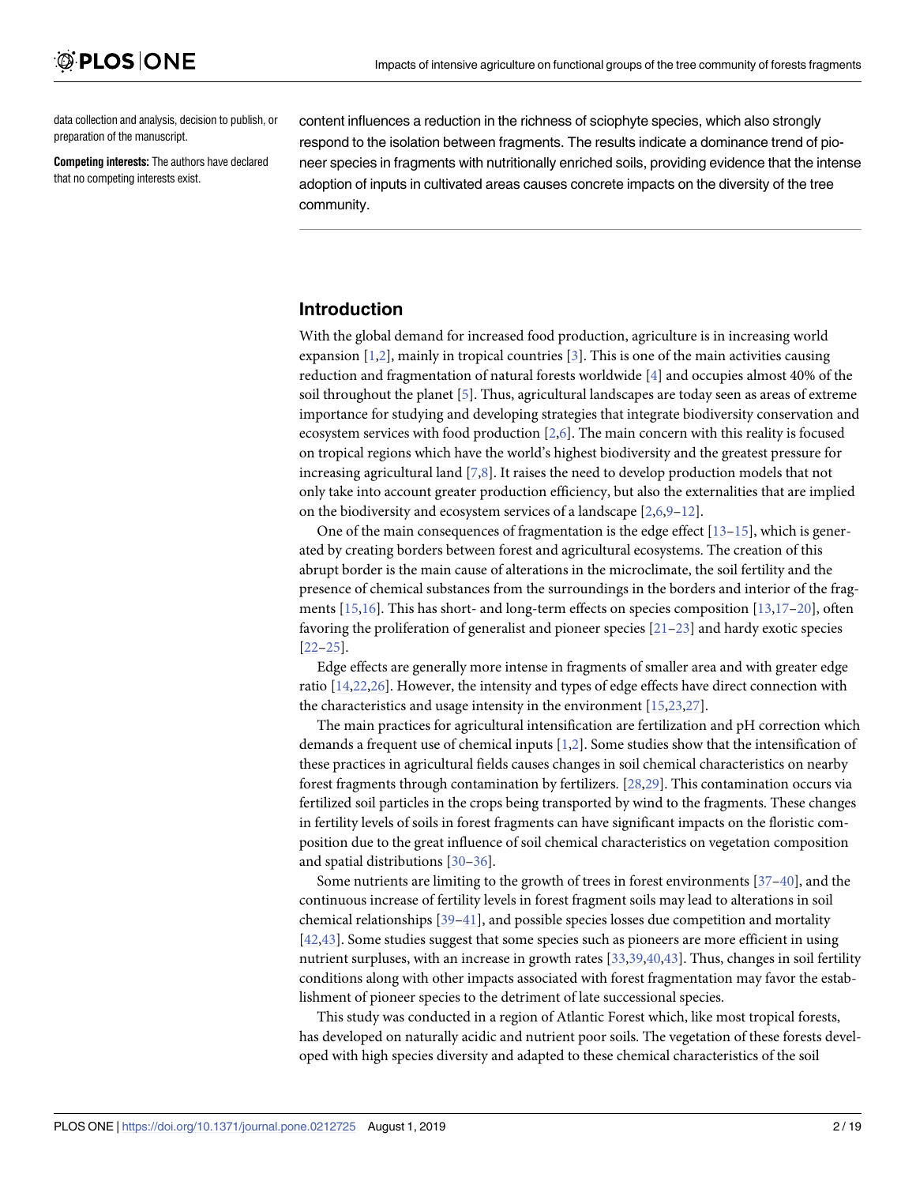data collection and analysis, decision to publish, or preparation of the manuscript.

**Competing interests:** The authors have declared that no competing interests exist.

content influences a reduction in the richness of sciophyte species, which also strongly respond to the isolation between fragments. The results indicate a dominance trend of pioneer species in fragments with nutritionally enriched soils, providing evidence that the intense adoption of inputs in cultivated areas causes concrete impacts on the diversity of the tree community.

## Introduction

With the global demand for increased food production, agriculture is in increasing world expansion [1,2], mainly in tropical countries [3]. This is one of the main activities causing reduction and fragmentation of natural forests worldwide [4] and occupies almost 40% of the soil throughout the planet [5]. Thus, agricultural landscapes are today seen as areas of extreme importance for studying and developing strategies that integrate biodiversity conservation and ecosystem services with food production [2,6]. The main concern with this reality is focused on tropical regions which have the world's highest biodiversity and the greatest pressure for increasing agricultural land [7,8]. It raises the need to develop production models that not only take into account greater production efficiency, but also the externalities that are implied on the biodiversity and ecosystem services of a landscape [2,6,9–12].

One of the main consequences of fragmentation is the edge effect [13–15], which is generated by creating borders between forest and agricultural ecosystems. The creation of this abrupt border is the main cause of alterations in the microclimate, the soil fertility and the presence of chemical substances from the surroundings in the borders and interior of the fragments [15,16]. This has short- and long-term effects on species composition [13,17–20], often favoring the proliferation of generalist and pioneer species [21–23] and hardy exotic species [22–25].

Edge effects are generally more intense in fragments of smaller area and with greater edge ratio [14,22,26]. However, the intensity and types of edge effects have direct connection with the characteristics and usage intensity in the environment [15,23,27].

The main practices for agricultural intensification are fertilization and pH correction which demands a frequent use of chemical inputs [1,2]. Some studies show that the intensification of these practices in agricultural fields causes changes in soil chemical characteristics on nearby forest fragments through contamination by fertilizers. [28,29]. This contamination occurs via fertilized soil particles in the crops being transported by wind to the fragments. These changes in fertility levels of soils in forest fragments can have significant impacts on the floristic composition due to the great influence of soil chemical characteristics on vegetation composition and spatial distributions [30–36].

Some nutrients are limiting to the growth of trees in forest environments [37–40], and the continuous increase of fertility levels in forest fragment soils may lead to alterations in soil chemical relationships [39–41], and possible species losses due competition and mortality [42,43]. Some studies suggest that some species such as pioneers are more efficient in using nutrient surpluses, with an increase in growth rates [33,39,40,43]. Thus, changes in soil fertility conditions along with other impacts associated with forest fragmentation may favor the establishment of pioneer species to the detriment of late successional species.

This study was conducted in a region of Atlantic Forest which, like most tropical forests, has developed on naturally acidic and nutrient poor soils. The vegetation of these forests developed with high species diversity and adapted to these chemical characteristics of the soil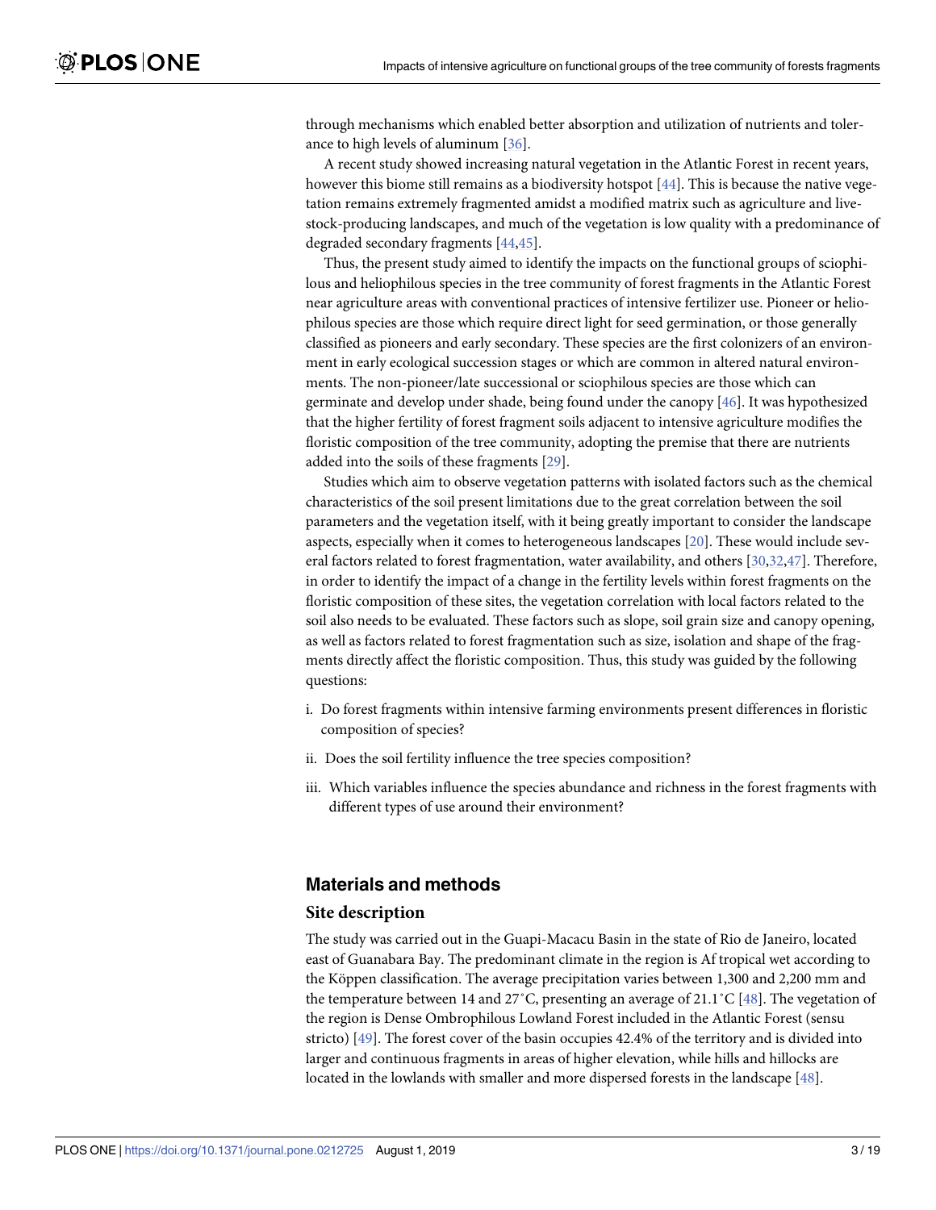through mechanisms which enabled better absorption and utilization of nutrients and tolerance to high levels of aluminum [36].

A recent study showed increasing natural vegetation in the Atlantic Forest in recent years, however this biome still remains as a biodiversity hotspot [44]. This is because the native vegetation remains extremely fragmented amidst a modified matrix such as agriculture and livestock-producing landscapes, and much of the vegetation is low quality with a predominance of degraded secondary fragments [44,45].

Thus, the present study aimed to identify the impacts on the functional groups of sciophilous and heliophilous species in the tree community of forest fragments in the Atlantic Forest near agriculture areas with conventional practices of intensive fertilizer use. Pioneer or heliophilous species are those which require direct light for seed germination, or those generally classified as pioneers and early secondary. These species are the first colonizers of an environment in early ecological succession stages or which are common in altered natural environments. The non-pioneer/late successional or sciophilous species are those which can germinate and develop under shade, being found under the canopy [46]. It was hypothesized that the higher fertility of forest fragment soils adjacent to intensive agriculture modifies the floristic composition of the tree community, adopting the premise that there are nutrients added into the soils of these fragments [29].

Studies which aim to observe vegetation patterns with isolated factors such as the chemical characteristics of the soil present limitations due to the great correlation between the soil parameters and the vegetation itself, with it being greatly important to consider the landscape aspects, especially when it comes to heterogeneous landscapes [20]. These would include several factors related to forest fragmentation, water availability, and others [30,32,47]. Therefore, in order to identify the impact of a change in the fertility levels within forest fragments on the floristic composition of these sites, the vegetation correlation with local factors related to the soil also needs to be evaluated. These factors such as slope, soil grain size and canopy opening, as well as factors related to forest fragmentation such as size, isolation and shape of the fragments directly affect the floristic composition. Thus, this study was guided by the following questions:

i. Do forest fragments within intensive farming environments present differences in floristic composition of species?

ii. Does the soil fertility influence the tree species composition?

iii. Which variables influence the species abundance and richness in the forest fragments with different types of use around their environment?

## Materials and methods

### Site description

The study was carried out in the Guapi-Macacu Basin in the state of Rio de Janeiro, located east of Guanabara Bay. The predominant climate in the region is Af tropical wet according to the Köppen classification. The average precipitation varies between 1,300 and 2,200 mm and the temperature between 14 and 27˚C, presenting an average of 21.1˚C [48]. The vegetation of the region is Dense Ombrophilous Lowland Forest included in the Atlantic Forest (sensu stricto) [49]. The forest cover of the basin occupies 42.4% of the territory and is divided into larger and continuous fragments in areas of higher elevation, while hills and hillocks are located in the lowlands with smaller and more dispersed forests in the landscape [48].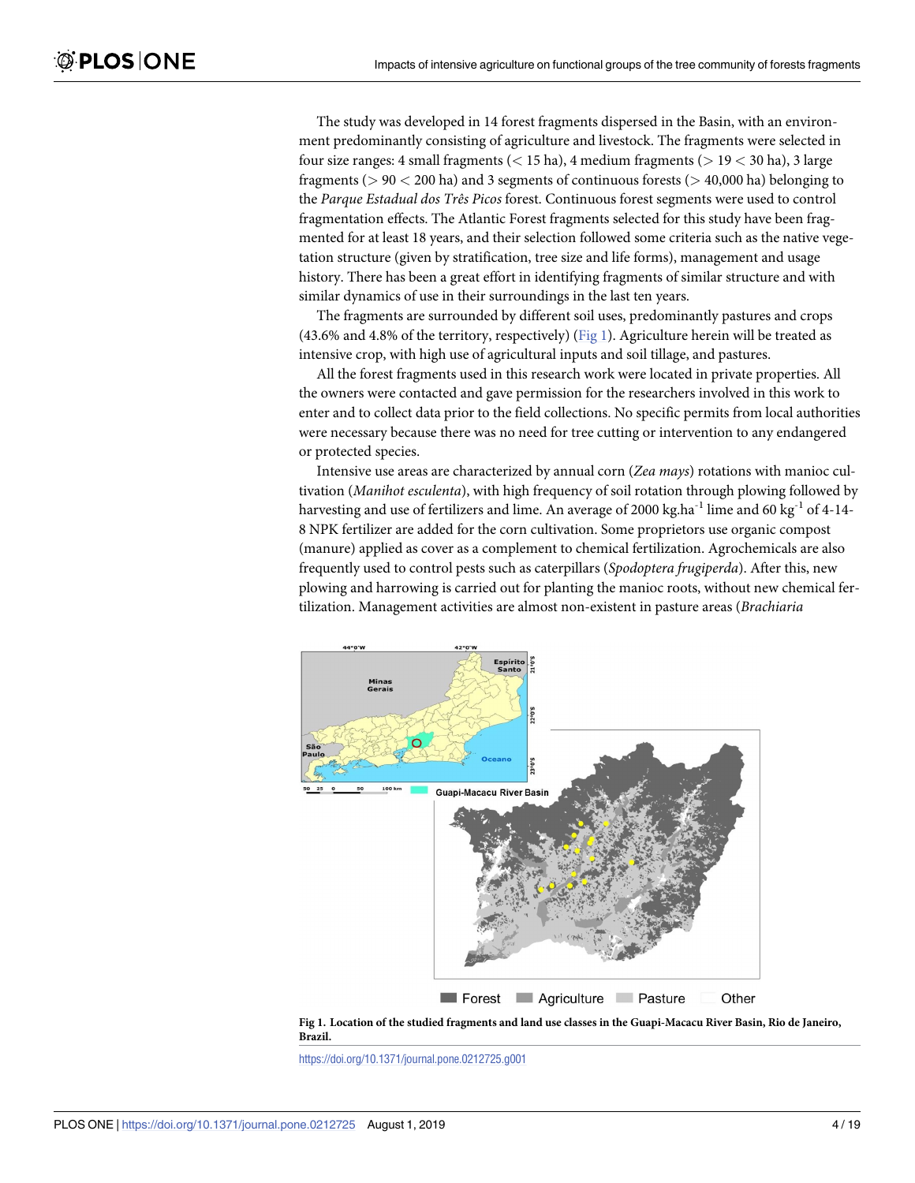The study was developed in 14 forest fragments dispersed in the Basin, with an environment predominantly consisting of agriculture and livestock. The fragments were selected in four size ranges: 4 small fragments (< 15 ha), 4 medium fragments (> 19 < 30 ha), 3 large fragments (> 90 < 200 ha) and 3 segments of continuous forests (> 40,000 ha) belonging to the *Parque Estadual dos Três Picos* forest. Continuous forest segments were used to control fragmentation effects. The Atlantic Forest fragments selected for this study have been fragmented for at least 18 years, and their selection followed some criteria such as the native vegetation structure (given by stratification, tree size and life forms), management and usage history. There has been a great effort in identifying fragments of similar structure and with similar dynamics of use in their surroundings in the last ten years.

The fragments are surrounded by different soil uses, predominantly pastures and crops (43.6% and 4.8% of the territory, respectively) (Fig 1). Agriculture herein will be treated as intensive crop, with high use of agricultural inputs and soil tillage, and pastures.

All the forest fragments used in this research work were located in private properties. All the owners were contacted and gave permission for the researchers involved in this work to enter and to collect data prior to the field collections. No specific permits from local authorities were necessary because there was no need for tree cutting or intervention to any endangered or protected species.

Intensive use areas are characterized by annual corn (*Zea mays*) rotations with manioc cultivation (*Manihot esculenta*), with high frequency of soil rotation through plowing followed by harvesting and use of fertilizers and lime. An average of 2000 kg.ha$^{-1}$ lime and 60 kg$^{-1}$ of 4-14-8 NPK fertilizer are added for the corn cultivation. Some proprietors use organic compost (manure) applied as cover as a complement to chemical fertilization. Agrochemicals are also frequently used to control pests such as caterpillars (*Spodoptera frugiperda*). After this, new plowing and harrowing is carried out for planting the manioc roots, without new chemical fertilization. Management activities are almost non-existent in pasture areas (*Brachiaria*

**Fig 1. Location of the studied fragments and land use classes in the Guapi-Macacu River Basin, Rio de Janeiro, Brazil.**

https://doi.org/10.1371/journal.pone.0212725.g001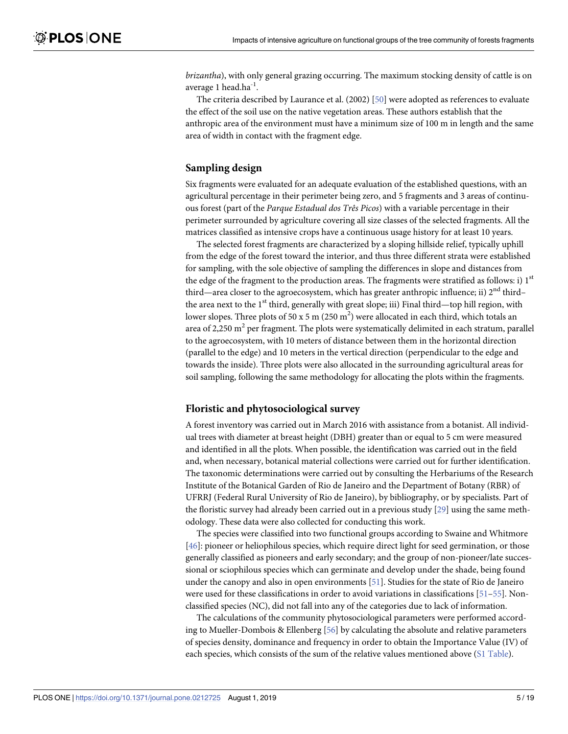*brizantha*), with only general grazing occurring. The maximum stocking density of cattle is on average 1 head.ha$^{-1}$.

The criteria described by Laurance et al. (2002) [50] were adopted as references to evaluate the effect of the soil use on the native vegetation areas. These authors establish that the anthropic area of the environment must have a minimum size of 100 m in length and the same area of width in contact with the fragment edge.

## Sampling design

Six fragments were evaluated for an adequate evaluation of the established questions, with an agricultural percentage in their perimeter being zero, and 5 fragments and 3 areas of continuous forest (part of the *Parque Estadual dos Três Picos*) with a variable percentage in their perimeter surrounded by agriculture covering all size classes of the selected fragments. All the matrices classified as intensive crops have a continuous usage history for at least 10 years.

The selected forest fragments are characterized by a sloping hillside relief, typically uphill from the edge of the forest toward the interior, and thus three different strata were established for sampling, with the sole objective of sampling the differences in slope and distances from the edge of the fragment to the production areas. The fragments were stratified as follows: i) 1$^{st}$ third—area closer to the agroecosystem, which has greater anthropic influence; ii) 2$^{nd}$ third–the area next to the 1$^{st}$ third, generally with great slope; iii) Final third—top hill region, with lower slopes. Three plots of 50 x 5 m (250 m$^2$) were allocated in each third, which totals an area of 2,250 m$^2$ per fragment. The plots were systematically delimited in each stratum, parallel to the agroecosystem, with 10 meters of distance between them in the horizontal direction (parallel to the edge) and 10 meters in the vertical direction (perpendicular to the edge and towards the inside). Three plots were also allocated in the surrounding agricultural areas for soil sampling, following the same methodology for allocating the plots within the fragments.

## Floristic and phytosociological survey

A forest inventory was carried out in March 2016 with assistance from a botanist. All individual trees with diameter at breast height (DBH) greater than or equal to 5 cm were measured and identified in all the plots. When possible, the identification was carried out in the field and, when necessary, botanical material collections were carried out for further identification. The taxonomic determinations were carried out by consulting the Herbariums of the Research Institute of the Botanical Garden of Rio de Janeiro and the Department of Botany (RBR) of UFRRJ (Federal Rural University of Rio de Janeiro), by bibliography, or by specialists. Part of the floristic survey had already been carried out in a previous study [29] using the same methodology. These data were also collected for conducting this work.

The species were classified into two functional groups according to Swaine and Whitmore [46]: pioneer or heliophilous species, which require direct light for seed germination, or those generally classified as pioneers and early secondary; and the group of non-pioneer/late successional or sciophilous species which can germinate and develop under the shade, being found under the canopy and also in open environments [51]. Studies for the state of Rio de Janeiro were used for these classifications in order to avoid variations in classifications [51–55]. Non-classified species (NC), did not fall into any of the categories due to lack of information.

The calculations of the community phytosociological parameters were performed according to Mueller-Dombois & Ellenberg [56] by calculating the absolute and relative parameters of species density, dominance and frequency in order to obtain the Importance Value (IV) of each species, which consists of the sum of the relative values mentioned above (S1 Table).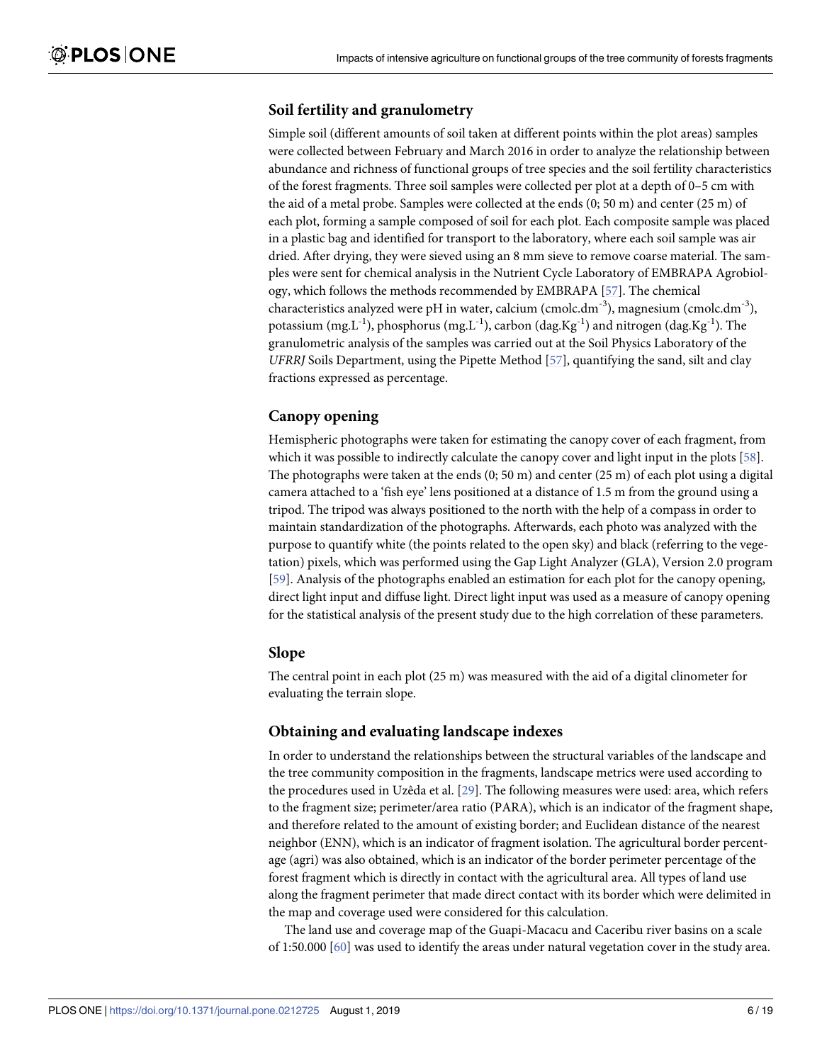## Soil fertility and granulometry

Simple soil (different amounts of soil taken at different points within the plot areas) samples were collected between February and March 2016 in order to analyze the relationship between abundance and richness of functional groups of tree species and the soil fertility characteristics of the forest fragments. Three soil samples were collected per plot at a depth of 0–5 cm with the aid of a metal probe. Samples were collected at the ends (0; 50 m) and center (25 m) of each plot, forming a sample composed of soil for each plot. Each composite sample was placed in a plastic bag and identified for transport to the laboratory, where each soil sample was air dried. After drying, they were sieved using an 8 mm sieve to remove coarse material. The samples were sent for chemical analysis in the Nutrient Cycle Laboratory of EMBRAPA Agrobiology, which follows the methods recommended by EMBRAPA [57]. The chemical characteristics analyzed were pH in water, calcium ($cmolc.dm^{-3}$), magnesium ($cmolc.dm^{-3}$), potassium ($mg.L^{-1}$), phosphorus ($mg.L^{-1}$), carbon ($dag.Kg^{-1}$) and nitrogen ($dag.Kg^{-1}$). The granulometric analysis of the samples was carried out at the Soil Physics Laboratory of the *UFRRJ* Soils Department, using the Pipette Method [57], quantifying the sand, silt and clay fractions expressed as percentage.

## Canopy opening

Hemispheric photographs were taken for estimating the canopy cover of each fragment, from which it was possible to indirectly calculate the canopy cover and light input in the plots [58]. The photographs were taken at the ends (0; 50 m) and center (25 m) of each plot using a digital camera attached to a 'fish eye' lens positioned at a distance of 1.5 m from the ground using a tripod. The tripod was always positioned to the north with the help of a compass in order to maintain standardization of the photographs. Afterwards, each photo was analyzed with the purpose to quantify white (the points related to the open sky) and black (referring to the vegetation) pixels, which was performed using the Gap Light Analyzer (GLA), Version 2.0 program [59]. Analysis of the photographs enabled an estimation for each plot for the canopy opening, direct light input and diffuse light. Direct light input was used as a measure of canopy opening for the statistical analysis of the present study due to the high correlation of these parameters.

## Slope

The central point in each plot (25 m) was measured with the aid of a digital clinometer for evaluating the terrain slope.

## Obtaining and evaluating landscape indexes

In order to understand the relationships between the structural variables of the landscape and the tree community composition in the fragments, landscape metrics were used according to the procedures used in Uzêda et al. [29]. The following measures were used: area, which refers to the fragment size; perimeter/area ratio (PARA), which is an indicator of the fragment shape, and therefore related to the amount of existing border; and Euclidean distance of the nearest neighbor (ENN), which is an indicator of fragment isolation. The agricultural border percentage (agri) was also obtained, which is an indicator of the border perimeter percentage of the forest fragment which is directly in contact with the agricultural area. All types of land use along the fragment perimeter that made direct contact with its border which were delimited in the map and coverage used were considered for this calculation.

The land use and coverage map of the Guapi-Macacu and Caceribu river basins on a scale of 1:50.000 [60] was used to identify the areas under natural vegetation cover in the study area.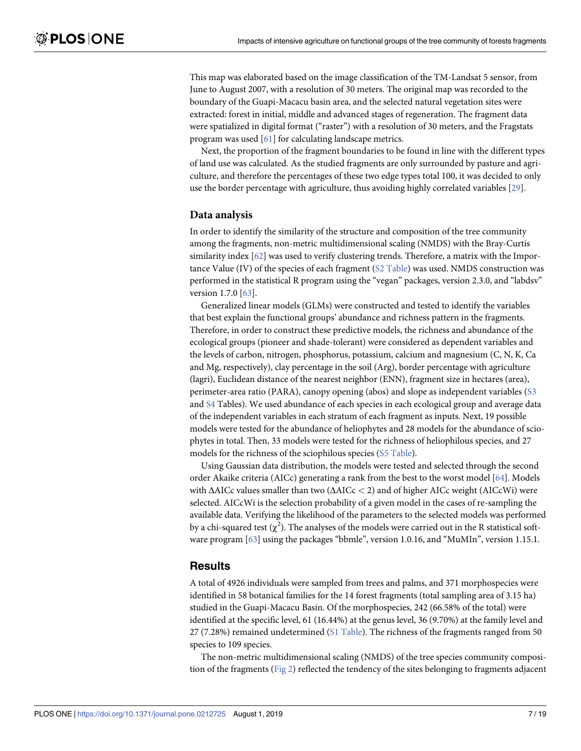This map was elaborated based on the image classification of the TM-Landsat 5 sensor, from June to August 2007, with a resolution of 30 meters. The original map was recorded to the boundary of the Guapi-Macacu basin area, and the selected natural vegetation sites were extracted: forest in initial, middle and advanced stages of regeneration. The fragment data were spatialized in digital format ("raster") with a resolution of 30 meters, and the Fragstats program was used [61] for calculating landscape metrics.

Next, the proportion of the fragment boundaries to be found in line with the different types of land use was calculated. As the studied fragments are only surrounded by pasture and agriculture, and therefore the percentages of these two edge types total 100, it was decided to only use the border percentage with agriculture, thus avoiding highly correlated variables [29].

### Data analysis

In order to identify the similarity of the structure and composition of the tree community among the fragments, non-metric multidimensional scaling (NMDS) with the Bray-Curtis similarity index [62] was used to verify clustering trends. Therefore, a matrix with the Importance Value (IV) of the species of each fragment (S2 Table) was used. NMDS construction was performed in the statistical R program using the "vegan" packages, version 2.3.0, and "labdsv" version 1.7.0 [63].

Generalized linear models (GLMs) were constructed and tested to identify the variables that best explain the functional groups' abundance and richness pattern in the fragments. Therefore, in order to construct these predictive models, the richness and abundance of the ecological groups (pioneer and shade-tolerant) were considered as dependent variables and the levels of carbon, nitrogen, phosphorus, potassium, calcium and magnesium (C, N, K, Ca and Mg, respectively), clay percentage in the soil (Arg), border percentage with agriculture (lagri), Euclidean distance of the nearest neighbor (ENN), fragment size in hectares (area), perimeter-area ratio (PARA), canopy opening (abos) and slope as independent variables (S3 and S4 Tables). We used abundance of each species in each ecological group and average data of the independent variables in each stratum of each fragment as inputs. Next, 19 possible models were tested for the abundance of heliophytes and 28 models for the abundance of sciophytes in total. Then, 33 models were tested for the richness of heliophilous species, and 27 models for the richness of the sciophilous species (S5 Table).

Using Gaussian data distribution, the models were tested and selected through the second order Akaike criteria (AICc) generating a rank from the best to the worst model [64]. Models with ΔAICc values smaller than two (ΔAICc < 2) and of higher AICc weight (AICcWi) were selected. AICcWi is the selection probability of a given model in the cases of re-sampling the available data. Verifying the likelihood of the parameters to the selected models was performed by a chi-squared test ($\chi^2$). The analyses of the models were carried out in the R statistical software program [63] using the packages "bbmle", version 1.0.16, and "MuMIn", version 1.15.1.

## Results

A total of 4926 individuals were sampled from trees and palms, and 371 morphospecies were identified in 58 botanical families for the 14 forest fragments (total sampling area of 3.15 ha) studied in the Guapi-Macacu Basin. Of the morphospecies, 242 (66.58% of the total) were identified at the specific level, 61 (16.44%) at the genus level, 36 (9.70%) at the family level and 27 (7.28%) remained undetermined (S1 Table). The richness of the fragments ranged from 50 species to 109 species.

The non-metric multidimensional scaling (NMDS) of the tree species community composition of the fragments (Fig 2) reflected the tendency of the sites belonging to fragments adjacent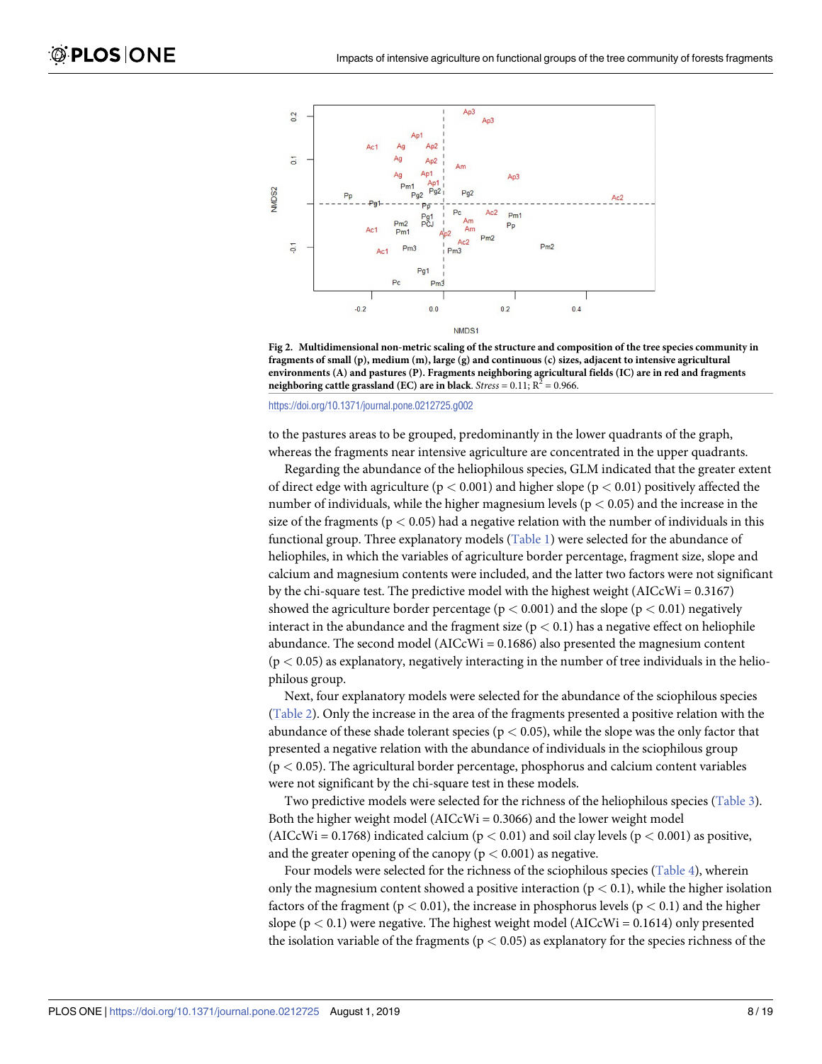**Fig 2. Multidimensional non-metric scaling of the structure and composition of the tree species community in fragments of small (p), medium (m), large (g) and continuous (c) sizes, adjacent to intensive agricultural environments (A) and pastures (P). Fragments neighboring agricultural fields (IC) are in red and fragments neighboring cattle grassland (EC) are in black.** *Stress* = 0.11; $R^2$ = 0.966.

https://doi.org/10.1371/journal.pone.0212725.g002

to the pastures areas to be grouped, predominantly in the lower quadrants of the graph, whereas the fragments near intensive agriculture are concentrated in the upper quadrants.

Regarding the abundance of the heliophilous species, GLM indicated that the greater extent of direct edge with agriculture ($p < 0.001$) and higher slope ($p < 0.01$) positively affected the number of individuals, while the higher magnesium levels ($p < 0.05$) and the increase in the size of the fragments ($p < 0.05$) had a negative relation with the number of individuals in this functional group. Three explanatory models (Table 1) were selected for the abundance of heliophiles, in which the variables of agriculture border percentage, fragment size, slope and calcium and magnesium contents were included, and the latter two factors were not significant by the chi-square test. The predictive model with the highest weight (AICcWi = 0.3167) showed the agriculture border percentage ($p < 0.001$) and the slope ($p < 0.01$) negatively interact in the abundance and the fragment size ($p < 0.1$) has a negative effect on heliophile abundance. The second model (AICcWi = 0.1686) also presented the magnesium content ($p < 0.05$) as explanatory, negatively interacting in the number of tree individuals in the heliophilous group.

Next, four explanatory models were selected for the abundance of the sciophilous species (Table 2). Only the increase in the area of the fragments presented a positive relation with the abundance of these shade tolerant species ($p < 0.05$), while the slope was the only factor that presented a negative relation with the abundance of individuals in the sciophilous group ($p < 0.05$). The agricultural border percentage, phosphorus and calcium content variables were not significant by the chi-square test in these models.

Two predictive models were selected for the richness of the heliophilous species (Table 3). Both the higher weight model (AICcWi = 0.3066) and the lower weight model (AICcWi = 0.1768) indicated calcium ($p < 0.01$) and soil clay levels ($p < 0.001$) as positive, and the greater opening of the canopy ($p < 0.001$) as negative.

Four models were selected for the richness of the sciophilous species (Table 4), wherein only the magnesium content showed a positive interaction ($p < 0.1$), while the higher isolation factors of the fragment ($p < 0.01$), the increase in phosphorus levels ($p < 0.1$) and the higher slope ($p < 0.1$) were negative. The highest weight model (AICcWi = 0.1614) only presented the isolation variable of the fragments ($p < 0.05$) as explanatory for the species richness of the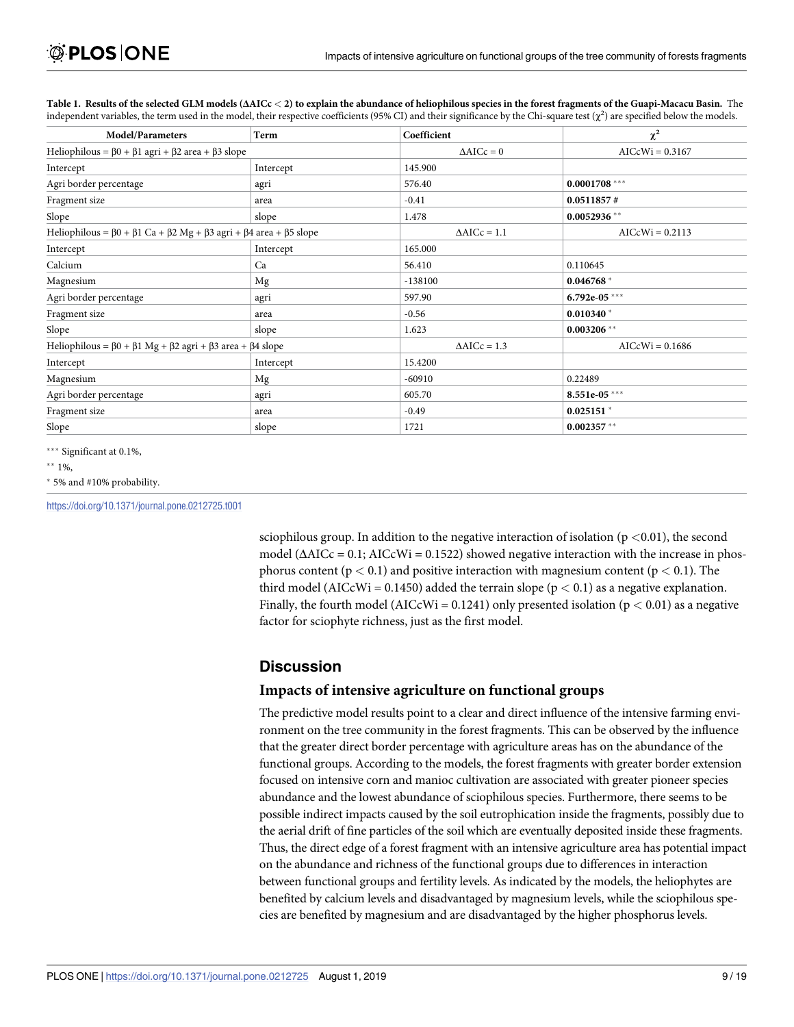**Table 1. Results of the selected GLM models ($\Delta AICc < 2$) to explain the abundance of heliophilous species in the forest fragments of the Guapi-Macacu Basin.** The independent variables, the term used in the model, their respective coefficients (95% CI) and their significance by the Chi-square test ($\chi^2$) are specified below the models.

| Model/Parameters | Term | Coefficient | $\chi^2$ |
|---|---|---|---|
| Heliophilous = β0 + β1 agri + β2 area + β3 slope | | $\Delta AICc = 0$ | AICcWi = 0.3167 |
| Intercept | Intercept | 145.900 | |
| Agri border percentage | agri | 576.40 | **0.0001708** *** |
| Fragment size | area | -0.41 | **0.0511857 #** |
| Slope | slope | 1.478 | **0.0052936** ** |
| Heliophilous = β0 + β1 Ca + β2 Mg + β3 agri + β4 area + β5 slope | | $\Delta AICc = 1.1$ | AICcWi = 0.2113 |
| Intercept | Intercept | 165.000 | |
| Calcium | Ca | 56.410 | 0.110645 |
| Magnesium | Mg | -138100 | **0.046768** * |
| Agri border percentage | agri | 597.90 | **6.792e-05** *** |
| Fragment size | area | -0.56 | **0.010340** * |
| Slope | slope | 1.623 | **0.003206** ** |
| Heliophilous = β0 + β1 Mg + β2 agri + β3 area + β4 slope | | $\Delta AICc = 1.3$ | AICcWi = 0.1686 |
| Intercept | Intercept | 15.4200 | |
| Magnesium | Mg | -60910 | 0.22489 |
| Agri border percentage | agri | 605.70 | **8.551e-05** *** |
| Fragment size | area | -0.49 | **0.025151** * |
| Slope | slope | 1721 | **0.002357** ** |

*** Significant at 0.1%,

** 1%,

* 5% and #10% probability.

https://doi.org/10.1371/journal.pone.0212725.t001

sciophilous group. In addition to the negative interaction of isolation ($p < 0.01$), the second model ($\Delta AICc = 0.1$; AICcWi = 0.1522) showed negative interaction with the increase in phosphorus content ($p < 0.1$) and positive interaction with magnesium content ($p < 0.1$). The third model (AICcWi = 0.1450) added the terrain slope ($p < 0.1$) as a negative explanation. Finally, the fourth model (AICcWi = 0.1241) only presented isolation ($p < 0.01$) as a negative factor for sciophyte richness, just as the first model.

## Discussion

### Impacts of intensive agriculture on functional groups

The predictive model results point to a clear and direct influence of the intensive farming environment on the tree community in the forest fragments. This can be observed by the influence that the greater direct border percentage with agriculture areas has on the abundance of the functional groups. According to the models, the forest fragments with greater border extension focused on intensive corn and manioc cultivation are associated with greater pioneer species abundance and the lowest abundance of sciophilous species. Furthermore, there seems to be possible indirect impacts caused by the soil eutrophication inside the fragments, possibly due to the aerial drift of fine particles of the soil which are eventually deposited inside these fragments. Thus, the direct edge of a forest fragment with an intensive agriculture area has potential impact on the abundance and richness of the functional groups due to differences in interaction between functional groups and fertility levels. As indicated by the models, the heliophytes are benefited by calcium levels and disadvantaged by magnesium levels, while the sciophilous species are benefited by magnesium and are disadvantaged by the higher phosphorus levels.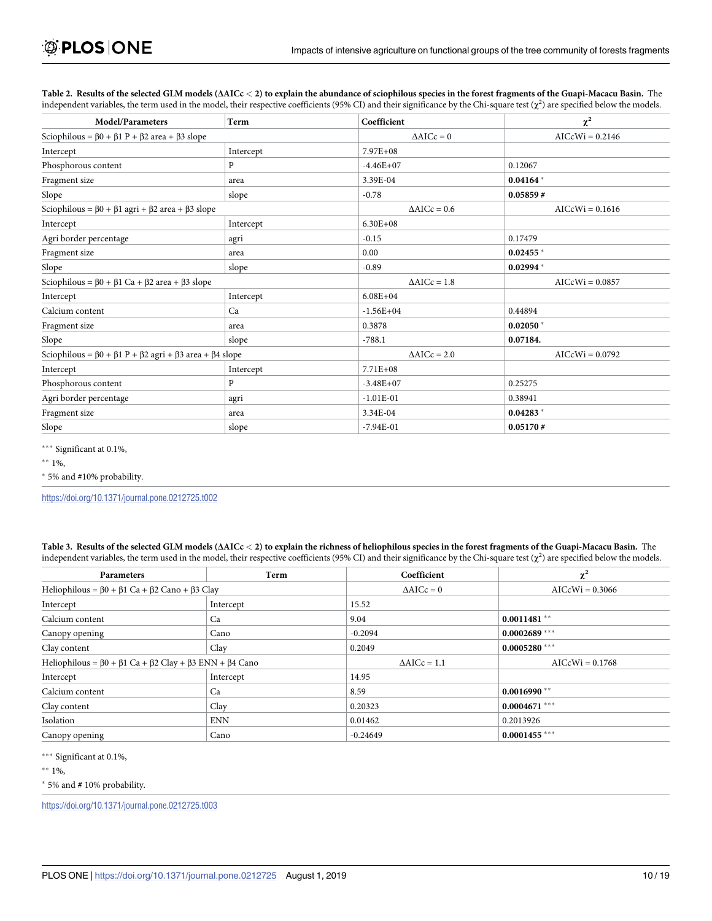**Table 2. Results of the selected GLM models (ΔAICc < 2) to explain the abundance of sciophilous species in the forest fragments of the Guapi-Macacu Basin.** The independent variables, the term used in the model, their respective coefficients (95% CI) and their significance by the Chi-square test ($\chi^2$) are specified below the models.

| Model/Parameters | Term | Coefficient | $\chi^2$ |
|---|---|---|---|
| Sciophilous = β0 + β1 P + β2 area + β3 slope | | ΔAICc = 0 | AICcWi = 0.2146 |
| Intercept | Intercept | 7.97E+08 | |
| Phosphorous content | P | -4.46E+07 | 0.12067 |
| Fragment size | area | 3.39E-04 | **0.04164** * |
| Slope | slope | -0.78 | **0.05859 #** |
| Sciophilous = β0 + β1 agri + β2 area + β3 slope | | ΔAICc = 0.6 | AICcWi = 0.1616 |
| Intercept | Intercept | 6.30E+08 | |
| Agri border percentage | agri | -0.15 | 0.17479 |
| Fragment size | area | 0.00 | **0.02455** * |
| Slope | slope | -0.89 | **0.02994** * |
| Sciophilous = β0 + β1 Ca + β2 area + β3 slope | | ΔAICc = 1.8 | AICcWi = 0.0857 |
| Intercept | Intercept | 6.08E+04 | |
| Calcium content | Ca | -1.56E+04 | 0.44894 |
| Fragment size | area | 0.3878 | **0.02050** * |
| Slope | slope | -788.1 | **0.07184.** |
| Sciophilous = β0 + β1 P + β2 agri + β3 area + β4 slope | | ΔAICc = 2.0 | AICcWi = 0.0792 |
| Intercept | Intercept | 7.71E+08 | |
| Phosphorous content | P | -3.48E+07 | 0.25275 |
| Agri border percentage | agri | -1.01E-01 | 0.38941 |
| Fragment size | area | 3.34E-04 | **0.04283** * |
| Slope | slope | -7.94E-01 | **0.05170 #** |

*** Significant at 0.1%,

** 1%,

* 5% and #10% probability.

https://doi.org/10.1371/journal.pone.0212725.t002

**Table 3. Results of the selected GLM models (ΔAICc < 2) to explain the richness of heliophilous species in the forest fragments of the Guapi-Macacu Basin.** The independent variables, the term used in the model, their respective coefficients (95% CI) and their significance by the Chi-square test ($\chi^2$) are specified below the models.

| Parameters | Term | Coefficient | $\chi^2$ |
|---|---|---|---|
| Heliophilous = β0 + β1 Ca + β2 Cano + β3 Clay | | ΔAICc = 0 | AICcWi = 0.3066 |
| Intercept | Intercept | 15.52 | |
| Calcium content | Ca | 9.04 | **0.0011481** ** |
| Canopy opening | Cano | -0.2094 | **0.0002689** *** |
| Clay content | Clay | 0.2049 | **0.0005280** *** |
| Heliophilous = β0 + β1 Ca + β2 Clay + β3 ENN + β4 Cano | | ΔAICc = 1.1 | AICcWi = 0.1768 |
| Intercept | Intercept | 14.95 | |
| Calcium content | Ca | 8.59 | **0.0016990** ** |
| Clay content | Clay | 0.20323 | **0.0004671** *** |
| Isolation | ENN | 0.01462 | 0.2013926 |
| Canopy opening | Cano | -0.24649 | **0.0001455** *** |

*** Significant at 0.1%,

** 1%,

* 5% and # 10% probability.

https://doi.org/10.1371/journal.pone.0212725.t003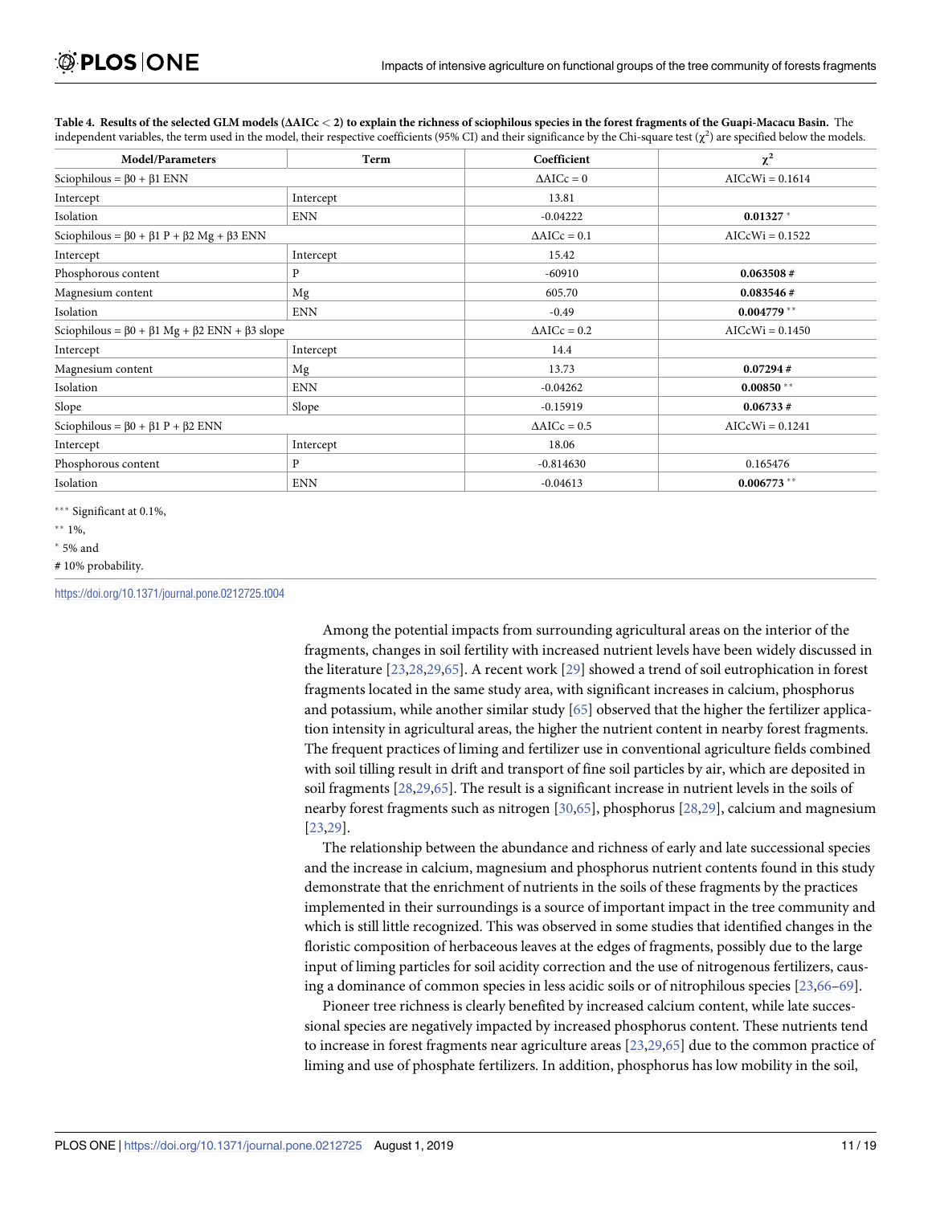**Table 4. Results of the selected GLM models (ΔAICc < 2) to explain the richness of sciophilous species in the forest fragments of the Guapi-Macacu Basin.** The independent variables, the term used in the model, their respective coefficients (95% CI) and their significance by the Chi-square test ($\chi^2$) are specified below the models.

| Model/Parameters | Term | Coefficient | $\chi^2$ |
|---|---|---|---|
| Sciophilous = β0 + β1 ENN | | ΔAICc = 0 | AICcWi = 0.1614 |
| Intercept | Intercept | 13.81 | |
| Isolation | ENN | -0.04222 | **0.01327** * |
| Sciophilous = β0 + β1 P + β2 Mg + β3 ENN | | ΔAICc = 0.1 | AICcWi = 0.1522 |
| Intercept | Intercept | 15.42 | |
| Phosphorous content | P | -60910 | **0.063508 #** |
| Magnesium content | Mg | 605.70 | **0.083546 #** |
| Isolation | ENN | -0.49 | **0.004779** ** |
| Sciophilous = β0 + β1 Mg + β2 ENN + β3 slope | | ΔAICc = 0.2 | AICcWi = 0.1450 |
| Intercept | Intercept | 14.4 | |
| Magnesium content | Mg | 13.73 | **0.07294 #** |
| Isolation | ENN | -0.04262 | **0.00850** ** |
| Slope | Slope | -0.15919 | **0.06733 #** |
| Sciophilous = β0 + β1 P + β2 ENN | | ΔAICc = 0.5 | AICcWi = 0.1241 |
| Intercept | Intercept | 18.06 | |
| Phosphorous content | P | -0.814630 | 0.165476 |
| Isolation | ENN | -0.04613 | **0.006773** ** |

*** Significant at 0.1%,

** 1%,

* 5% and

# 10% probability.

https://doi.org/10.1371/journal.pone.0212725.t004

Among the potential impacts from surrounding agricultural areas on the interior of the fragments, changes in soil fertility with increased nutrient levels have been widely discussed in the literature [23,28,29,65]. A recent work [29] showed a trend of soil eutrophication in forest fragments located in the same study area, with significant increases in calcium, phosphorus and potassium, while another similar study [65] observed that the higher the fertilizer application intensity in agricultural areas, the higher the nutrient content in nearby forest fragments. The frequent practices of liming and fertilizer use in conventional agriculture fields combined with soil tilling result in drift and transport of fine soil particles by air, which are deposited in soil fragments [28,29,65]. The result is a significant increase in nutrient levels in the soils of nearby forest fragments such as nitrogen [30,65], phosphorus [28,29], calcium and magnesium [23,29].

The relationship between the abundance and richness of early and late successional species and the increase in calcium, magnesium and phosphorus nutrient contents found in this study demonstrate that the enrichment of nutrients in the soils of these fragments by the practices implemented in their surroundings is a source of important impact in the tree community and which is still little recognized. This was observed in some studies that identified changes in the floristic composition of herbaceous leaves at the edges of fragments, possibly due to the large input of liming particles for soil acidity correction and the use of nitrogenous fertilizers, causing a dominance of common species in less acidic soils or of nitrophilous species [23,66–69].

Pioneer tree richness is clearly benefited by increased calcium content, while late successional species are negatively impacted by increased phosphorus content. These nutrients tend to increase in forest fragments near agriculture areas [23,29,65] due to the common practice of liming and use of phosphate fertilizers. In addition, phosphorus has low mobility in the soil,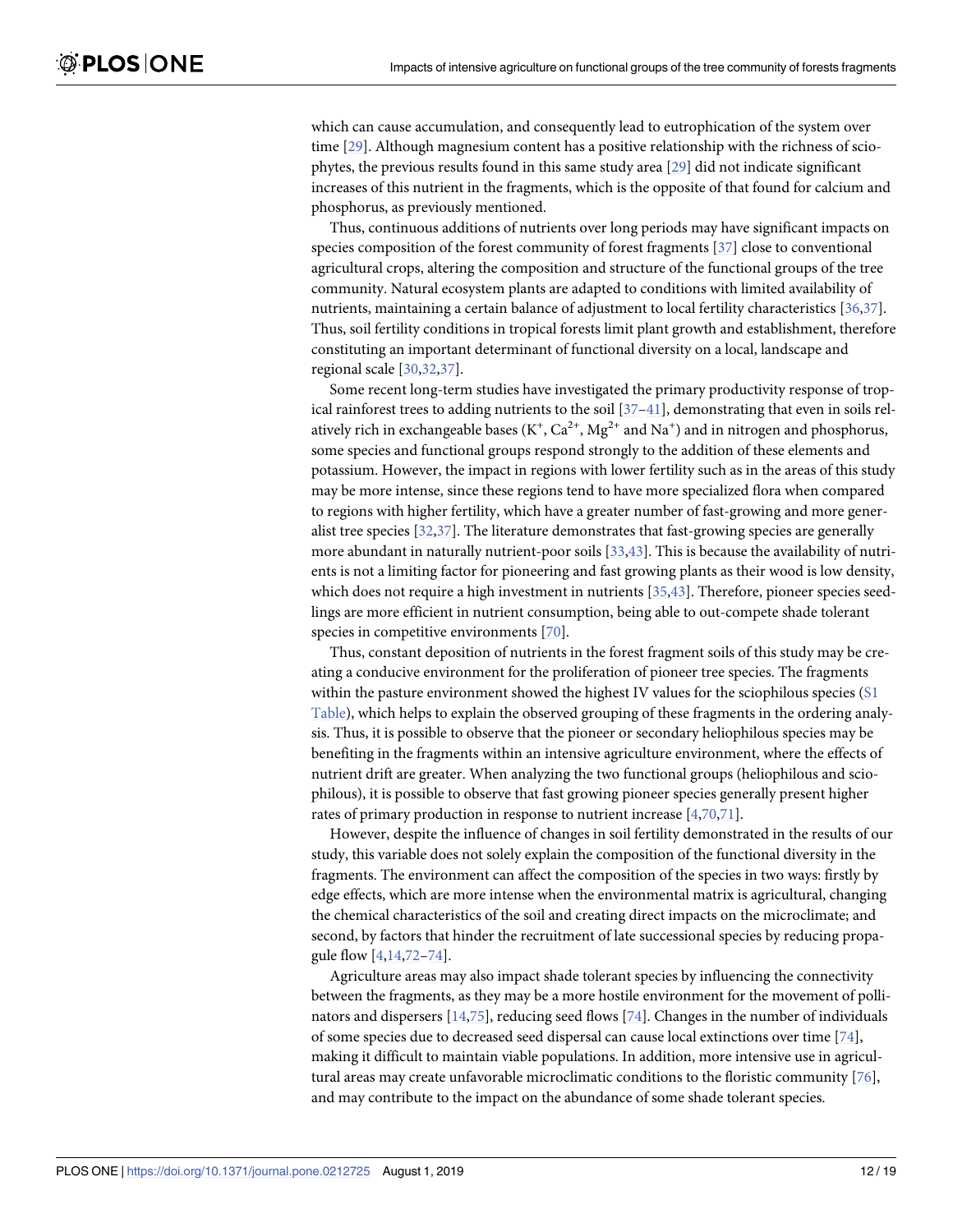which can cause accumulation, and consequently lead to eutrophication of the system over time [29]. Although magnesium content has a positive relationship with the richness of sciophytes, the previous results found in this same study area [29] did not indicate significant increases of this nutrient in the fragments, which is the opposite of that found for calcium and phosphorus, as previously mentioned.

Thus, continuous additions of nutrients over long periods may have significant impacts on species composition of the forest community of forest fragments [37] close to conventional agricultural crops, altering the composition and structure of the functional groups of the tree community. Natural ecosystem plants are adapted to conditions with limited availability of nutrients, maintaining a certain balance of adjustment to local fertility characteristics [36,37]. Thus, soil fertility conditions in tropical forests limit plant growth and establishment, therefore constituting an important determinant of functional diversity on a local, landscape and regional scale [30,32,37].

Some recent long-term studies have investigated the primary productivity response of tropical rainforest trees to adding nutrients to the soil [37–41], demonstrating that even in soils relatively rich in exchangeable bases ($K^+$, $Ca^{2+}$, $Mg^{2+}$ and $Na^+$) and in nitrogen and phosphorus, some species and functional groups respond strongly to the addition of these elements and potassium. However, the impact in regions with lower fertility such as in the areas of this study may be more intense, since these regions tend to have more specialized flora when compared to regions with higher fertility, which have a greater number of fast-growing and more generalist tree species [32,37]. The literature demonstrates that fast-growing species are generally more abundant in naturally nutrient-poor soils [33,43]. This is because the availability of nutrients is not a limiting factor for pioneering and fast growing plants as their wood is low density, which does not require a high investment in nutrients [35,43]. Therefore, pioneer species seedlings are more efficient in nutrient consumption, being able to out-compete shade tolerant species in competitive environments [70].

Thus, constant deposition of nutrients in the forest fragment soils of this study may be creating a conducive environment for the proliferation of pioneer tree species. The fragments within the pasture environment showed the highest IV values for the sciophilous species (S1 Table), which helps to explain the observed grouping of these fragments in the ordering analysis. Thus, it is possible to observe that the pioneer or secondary heliophilous species may be benefiting in the fragments within an intensive agriculture environment, where the effects of nutrient drift are greater. When analyzing the two functional groups (heliophilous and sciophilous), it is possible to observe that fast growing pioneer species generally present higher rates of primary production in response to nutrient increase [4,70,71].

However, despite the influence of changes in soil fertility demonstrated in the results of our study, this variable does not solely explain the composition of the functional diversity in the fragments. The environment can affect the composition of the species in two ways: firstly by edge effects, which are more intense when the environmental matrix is agricultural, changing the chemical characteristics of the soil and creating direct impacts on the microclimate; and second, by factors that hinder the recruitment of late successional species by reducing propagule flow [4,14,72–74].

Agriculture areas may also impact shade tolerant species by influencing the connectivity between the fragments, as they may be a more hostile environment for the movement of pollinators and dispersers [14,75], reducing seed flows [74]. Changes in the number of individuals of some species due to decreased seed dispersal can cause local extinctions over time [74], making it difficult to maintain viable populations. In addition, more intensive use in agricultural areas may create unfavorable microclimatic conditions to the floristic community [76], and may contribute to the impact on the abundance of some shade tolerant species.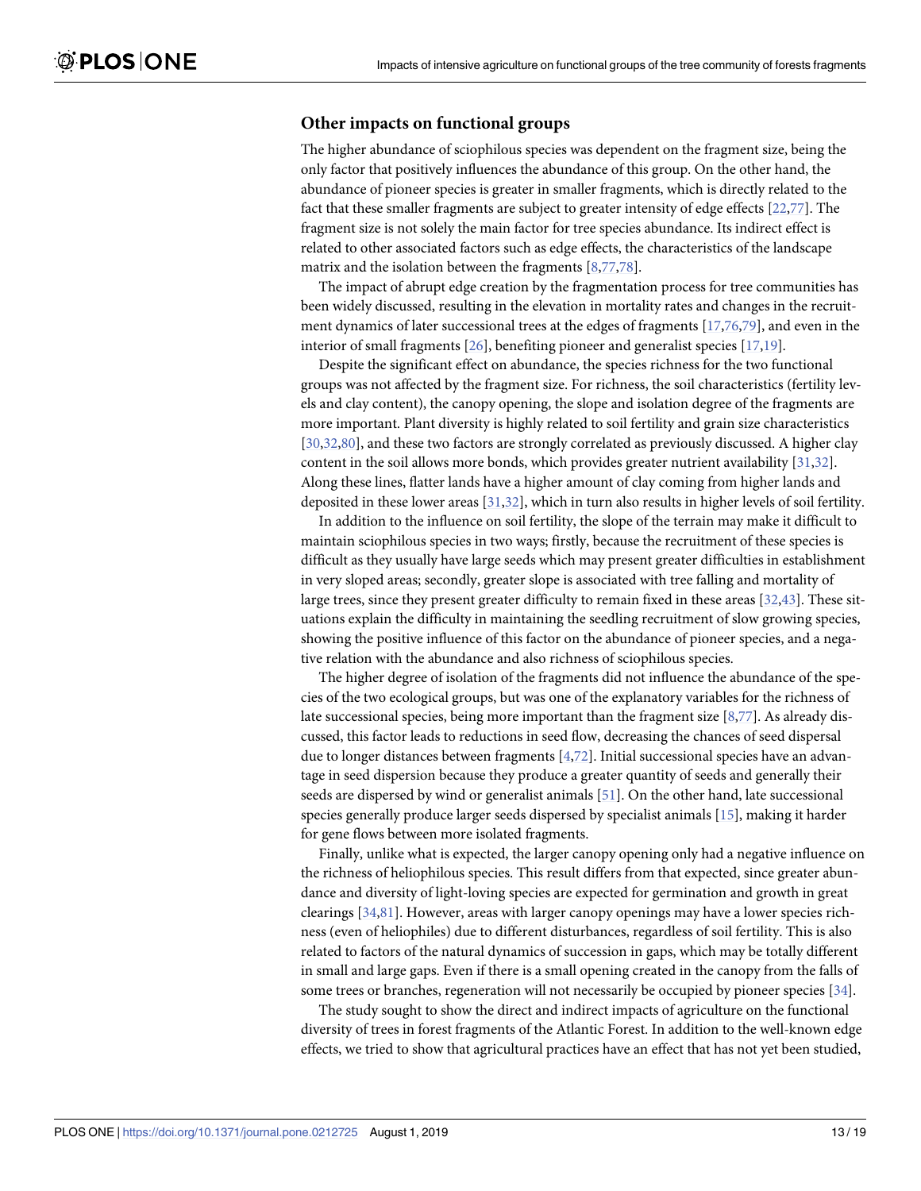### Other impacts on functional groups

The higher abundance of sciophilous species was dependent on the fragment size, being the only factor that positively influences the abundance of this group. On the other hand, the abundance of pioneer species is greater in smaller fragments, which is directly related to the fact that these smaller fragments are subject to greater intensity of edge effects [22,77]. The fragment size is not solely the main factor for tree species abundance. Its indirect effect is related to other associated factors such as edge effects, the characteristics of the landscape matrix and the isolation between the fragments [8,77,78].

The impact of abrupt edge creation by the fragmentation process for tree communities has been widely discussed, resulting in the elevation in mortality rates and changes in the recruitment dynamics of later successional trees at the edges of fragments [17,76,79], and even in the interior of small fragments [26], benefiting pioneer and generalist species [17,19].

Despite the significant effect on abundance, the species richness for the two functional groups was not affected by the fragment size. For richness, the soil characteristics (fertility levels and clay content), the canopy opening, the slope and isolation degree of the fragments are more important. Plant diversity is highly related to soil fertility and grain size characteristics [30,32,80], and these two factors are strongly correlated as previously discussed. A higher clay content in the soil allows more bonds, which provides greater nutrient availability [31,32]. Along these lines, flatter lands have a higher amount of clay coming from higher lands and deposited in these lower areas [31,32], which in turn also results in higher levels of soil fertility.

In addition to the influence on soil fertility, the slope of the terrain may make it difficult to maintain sciophilous species in two ways; firstly, because the recruitment of these species is difficult as they usually have large seeds which may present greater difficulties in establishment in very sloped areas; secondly, greater slope is associated with tree falling and mortality of large trees, since they present greater difficulty to remain fixed in these areas [32,43]. These situations explain the difficulty in maintaining the seedling recruitment of slow growing species, showing the positive influence of this factor on the abundance of pioneer species, and a negative relation with the abundance and also richness of sciophilous species.

The higher degree of isolation of the fragments did not influence the abundance of the species of the two ecological groups, but was one of the explanatory variables for the richness of late successional species, being more important than the fragment size [8,77]. As already discussed, this factor leads to reductions in seed flow, decreasing the chances of seed dispersal due to longer distances between fragments [4,72]. Initial successional species have an advantage in seed dispersion because they produce a greater quantity of seeds and generally their seeds are dispersed by wind or generalist animals [51]. On the other hand, late successional species generally produce larger seeds dispersed by specialist animals [15], making it harder for gene flows between more isolated fragments.

Finally, unlike what is expected, the larger canopy opening only had a negative influence on the richness of heliophilous species. This result differs from that expected, since greater abundance and diversity of light-loving species are expected for germination and growth in great clearings [34,81]. However, areas with larger canopy openings may have a lower species richness (even of heliophiles) due to different disturbances, regardless of soil fertility. This is also related to factors of the natural dynamics of succession in gaps, which may be totally different in small and large gaps. Even if there is a small opening created in the canopy from the falls of some trees or branches, regeneration will not necessarily be occupied by pioneer species [34].

The study sought to show the direct and indirect impacts of agriculture on the functional diversity of trees in forest fragments of the Atlantic Forest. In addition to the well-known edge effects, we tried to show that agricultural practices have an effect that has not yet been studied,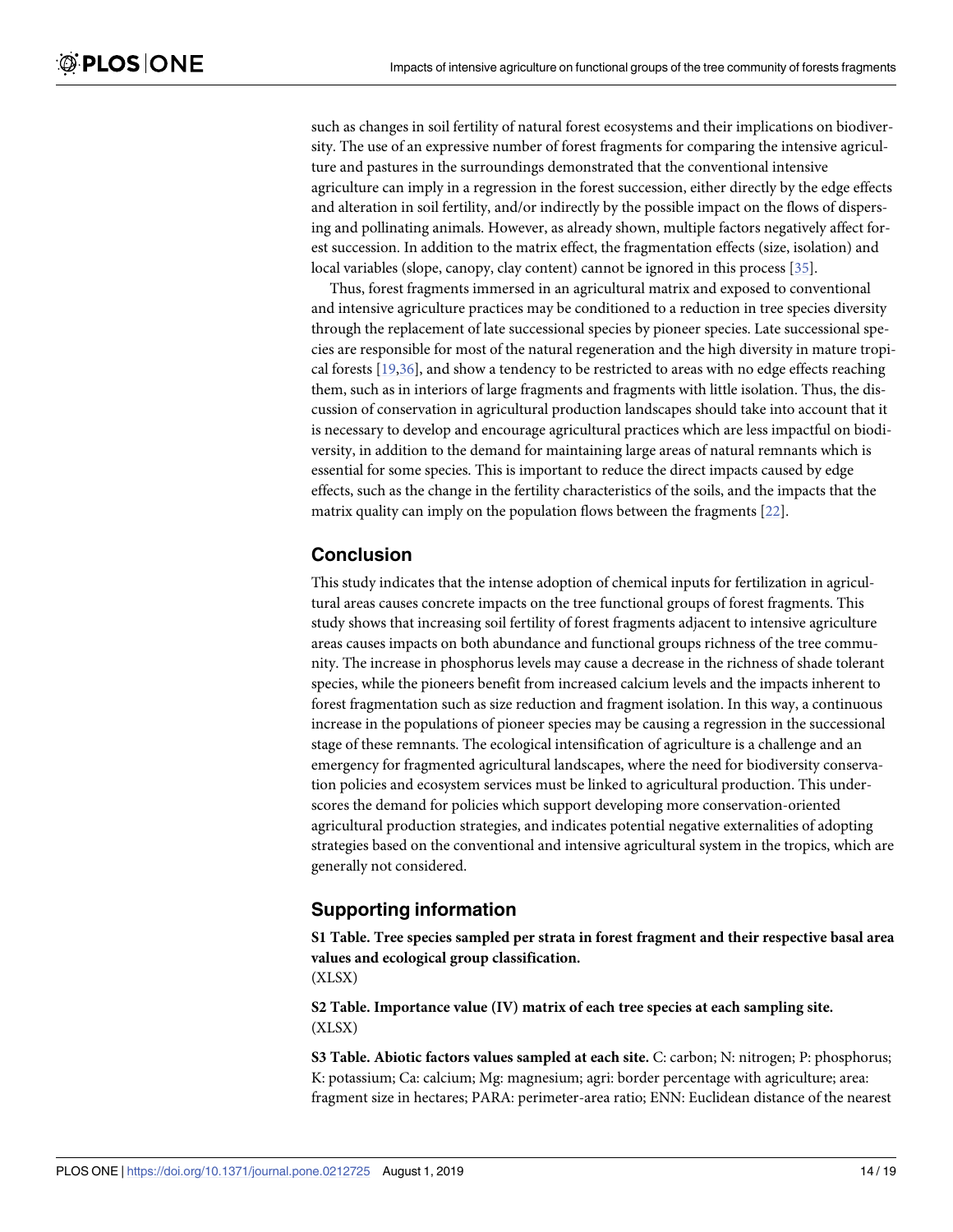such as changes in soil fertility of natural forest ecosystems and their implications on biodiversity. The use of an expressive number of forest fragments for comparing the intensive agriculture and pastures in the surroundings demonstrated that the conventional intensive agriculture can imply in a regression in the forest succession, either directly by the edge effects and alteration in soil fertility, and/or indirectly by the possible impact on the flows of dispersing and pollinating animals. However, as already shown, multiple factors negatively affect forest succession. In addition to the matrix effect, the fragmentation effects (size, isolation) and local variables (slope, canopy, clay content) cannot be ignored in this process [35].

Thus, forest fragments immersed in an agricultural matrix and exposed to conventional and intensive agriculture practices may be conditioned to a reduction in tree species diversity through the replacement of late successional species by pioneer species. Late successional species are responsible for most of the natural regeneration and the high diversity in mature tropical forests [19,36], and show a tendency to be restricted to areas with no edge effects reaching them, such as in interiors of large fragments and fragments with little isolation. Thus, the discussion of conservation in agricultural production landscapes should take into account that it is necessary to develop and encourage agricultural practices which are less impactful on biodiversity, in addition to the demand for maintaining large areas of natural remnants which is essential for some species. This is important to reduce the direct impacts caused by edge effects, such as the change in the fertility characteristics of the soils, and the impacts that the matrix quality can imply on the population flows between the fragments [22].

## Conclusion

This study indicates that the intense adoption of chemical inputs for fertilization in agricultural areas causes concrete impacts on the tree functional groups of forest fragments. This study shows that increasing soil fertility of forest fragments adjacent to intensive agriculture areas causes impacts on both abundance and functional groups richness of the tree community. The increase in phosphorus levels may cause a decrease in the richness of shade tolerant species, while the pioneers benefit from increased calcium levels and the impacts inherent to forest fragmentation such as size reduction and fragment isolation. In this way, a continuous increase in the populations of pioneer species may be causing a regression in the successional stage of these remnants. The ecological intensification of agriculture is a challenge and an emergency for fragmented agricultural landscapes, where the need for biodiversity conservation policies and ecosystem services must be linked to agricultural production. This underscores the demand for policies which support developing more conservation-oriented agricultural production strategies, and indicates potential negative externalities of adopting strategies based on the conventional and intensive agricultural system in the tropics, which are generally not considered.

## Supporting information

**S1 Table. Tree species sampled per strata in forest fragment and their respective basal area values and ecological group classification.**
(XLSX)

**S2 Table. Importance value (IV) matrix of each tree species at each sampling site.**
(XLSX)

**S3 Table. Abiotic factors values sampled at each site.** C: carbon; N: nitrogen; P: phosphorus; K: potassium; Ca: calcium; Mg: magnesium; agri: border percentage with agriculture; area: fragment size in hectares; PARA: perimeter-area ratio; ENN: Euclidean distance of the nearest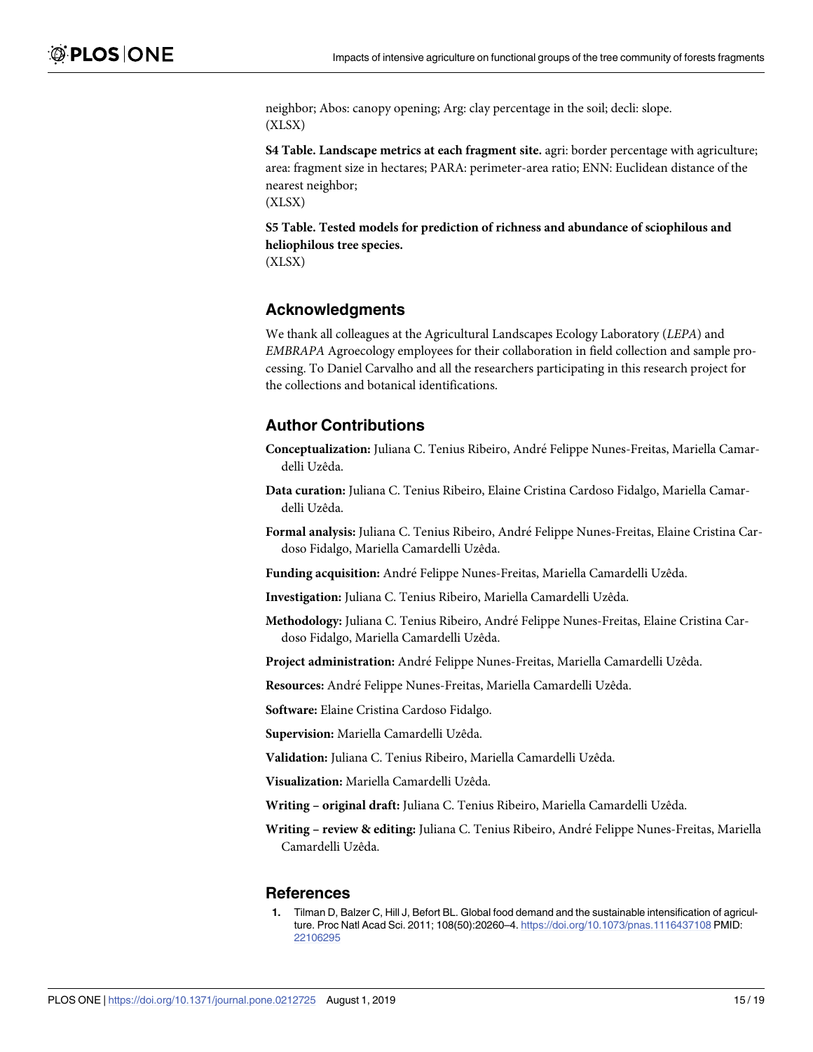neighbor; Abos: canopy opening; Arg: clay percentage in the soil; decli: slope.
(XLSX)

**S4 Table. Landscape metrics at each fragment site.** agri: border percentage with agriculture; area: fragment size in hectares; PARA: perimeter-area ratio; ENN: Euclidean distance of the nearest neighbor;
(XLSX)

**S5 Table. Tested models for prediction of richness and abundance of sciophilous and heliophilous tree species.**
(XLSX)

## Acknowledgments

We thank all colleagues at the Agricultural Landscapes Ecology Laboratory (*LEPA*) and *EMBRAPA* Agroecology employees for their collaboration in field collection and sample processing. To Daniel Carvalho and all the researchers participating in this research project for the collections and botanical identifications.

## Author Contributions

**Conceptualization:** Juliana C. Tenius Ribeiro, André Felippe Nunes-Freitas, Mariella Camardelli Uzêda.

**Data curation:** Juliana C. Tenius Ribeiro, Elaine Cristina Cardoso Fidalgo, Mariella Camardelli Uzêda.

**Formal analysis:** Juliana C. Tenius Ribeiro, André Felippe Nunes-Freitas, Elaine Cristina Cardoso Fidalgo, Mariella Camardelli Uzêda.

**Funding acquisition:** André Felippe Nunes-Freitas, Mariella Camardelli Uzêda.

**Investigation:** Juliana C. Tenius Ribeiro, Mariella Camardelli Uzêda.

**Methodology:** Juliana C. Tenius Ribeiro, André Felippe Nunes-Freitas, Elaine Cristina Cardoso Fidalgo, Mariella Camardelli Uzêda.

**Project administration:** André Felippe Nunes-Freitas, Mariella Camardelli Uzêda.

**Resources:** André Felippe Nunes-Freitas, Mariella Camardelli Uzêda.

**Software:** Elaine Cristina Cardoso Fidalgo.

**Supervision:** Mariella Camardelli Uzêda.

**Validation:** Juliana C. Tenius Ribeiro, Mariella Camardelli Uzêda.

**Visualization:** Mariella Camardelli Uzêda.

**Writing – original draft:** Juliana C. Tenius Ribeiro, Mariella Camardelli Uzêda.

**Writing – review & editing:** Juliana C. Tenius Ribeiro, André Felippe Nunes-Freitas, Mariella Camardelli Uzêda.

## References

1. Tilman D, Balzer C, Hill J, Befort BL. Global food demand and the sustainable intensification of agriculture. Proc Natl Acad Sci. 2011; 108(50):20260–4. https://doi.org/10.1073/pnas.1116437108 PMID: 22106295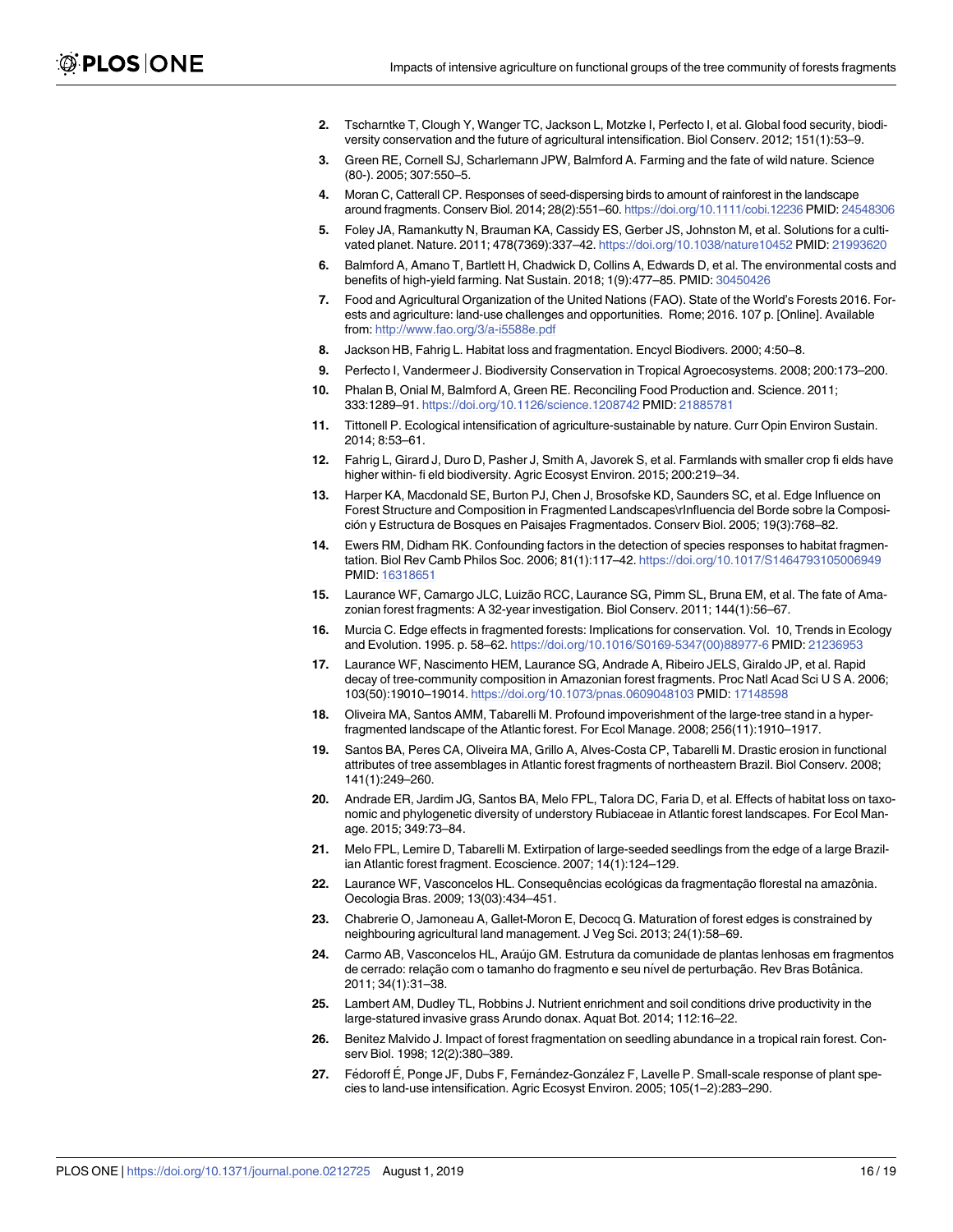2. Tscharntke T, Clough Y, Wanger TC, Jackson L, Motzke I, Perfecto I, et al. Global food security, biodiversity conservation and the future of agricultural intensification. Biol Conserv. 2012; 151(1):53–9.
3. Green RE, Cornell SJ, Scharlemann JPW, Balmford A. Farming and the fate of wild nature. Science (80-). 2005; 307:550–5.
4. Moran C, Catterall CP. Responses of seed-dispersing birds to amount of rainforest in the landscape around fragments. Conserv Biol. 2014; 28(2):551–60. https://doi.org/10.1111/cobi.12236 PMID: 24548306
5. Foley JA, Ramankutty N, Brauman KA, Cassidy ES, Gerber JS, Johnston M, et al. Solutions for a cultivated planet. Nature. 2011; 478(7369):337–42. https://doi.org/10.1038/nature10452 PMID: 21993620
6. Balmford A, Amano T, Bartlett H, Chadwick D, Collins A, Edwards D, et al. The environmental costs and benefits of high-yield farming. Nat Sustain. 2018; 1(9):477–85. PMID: 30450426
7. Food and Agricultural Organization of the United Nations (FAO). State of the World's Forests 2016. Forests and agriculture: land-use challenges and opportunities. Rome; 2016. 107 p. [Online]. Available from: http://www.fao.org/3/a-i5588e.pdf
8. Jackson HB, Fahrig L. Habitat loss and fragmentation. Encycl Biodivers. 2000; 4:50–8.
9. Perfecto I, Vandermeer J. Biodiversity Conservation in Tropical Agroecosystems. 2008; 200:173–200.
10. Phalan B, Onial M, Balmford A, Green RE. Reconciling Food Production and. Science. 2011; 333:1289–91. https://doi.org/10.1126/science.1208742 PMID: 21885781
11. Tittonell P. Ecological intensification of agriculture-sustainable by nature. Curr Opin Environ Sustain. 2014; 8:53–61.
12. Fahrig L, Girard J, Duro D, Pasher J, Smith A, Javorek S, et al. Farmlands with smaller crop fi elds have higher within- fi eld biodiversity. Agric Ecosyst Environ. 2015; 200:219–34.
13. Harper KA, Macdonald SE, Burton PJ, Chen J, Brosofske KD, Saunders SC, et al. Edge Influence on Forest Structure and Composition in Fragmented Landscapes\rInfluencia del Borde sobre la Composición y Estructura de Bosques en Paisajes Fragmentados. Conserv Biol. 2005; 19(3):768–82.
14. Ewers RM, Didham RK. Confounding factors in the detection of species responses to habitat fragmentation. Biol Rev Camb Philos Soc. 2006; 81(1):117–42. https://doi.org/10.1017/S1464793105006949 PMID: 16318651
15. Laurance WF, Camargo JLC, Luizão RCC, Laurance SG, Pimm SL, Bruna EM, et al. The fate of Amazonian forest fragments: A 32-year investigation. Biol Conserv. 2011; 144(1):56–67.
16. Murcia C. Edge effects in fragmented forests: Implications for conservation. Vol. 10, Trends in Ecology and Evolution. 1995. p. 58–62. https://doi.org/10.1016/S0169-5347(00)88977-6 PMID: 21236953
17. Laurance WF, Nascimento HEM, Laurance SG, Andrade A, Ribeiro JELS, Giraldo JP, et al. Rapid decay of tree-community composition in Amazonian forest fragments. Proc Natl Acad Sci U S A. 2006; 103(50):19010–19014. https://doi.org/10.1073/pnas.0609048103 PMID: 17148598
18. Oliveira MA, Santos AMM, Tabarelli M. Profound impoverishment of the large-tree stand in a hyper-fragmented landscape of the Atlantic forest. For Ecol Manage. 2008; 256(11):1910–1917.
19. Santos BA, Peres CA, Oliveira MA, Grillo A, Alves-Costa CP, Tabarelli M. Drastic erosion in functional attributes of tree assemblages in Atlantic forest fragments of northeastern Brazil. Biol Conserv. 2008; 141(1):249–260.
20. Andrade ER, Jardim JG, Santos BA, Melo FPL, Talora DC, Faria D, et al. Effects of habitat loss on taxonomic and phylogenetic diversity of understory Rubiaceae in Atlantic forest landscapes. For Ecol Manage. 2015; 349:73–84.
21. Melo FPL, Lemire D, Tabarelli M. Extirpation of large-seeded seedlings from the edge of a large Brazilian Atlantic forest fragment. Ecoscience. 2007; 14(1):124–129.
22. Laurance WF, Vasconcelos HL. Consequências ecológicas da fragmentação florestal na amazônia. Oecologia Bras. 2009; 13(03):434–451.
23. Chabrerie O, Jamoneau A, Gallet-Moron E, Decocq G. Maturation of forest edges is constrained by neighbouring agricultural land management. J Veg Sci. 2013; 24(1):58–69.
24. Carmo AB, Vasconcelos HL, Araújo GM. Estrutura da comunidade de plantas lenhosas em fragmentos de cerrado: relação com o tamanho do fragmento e seu nível de perturbação. Rev Bras Botânica. 2011; 34(1):31–38.
25. Lambert AM, Dudley TL, Robbins J. Nutrient enrichment and soil conditions drive productivity in the large-statured invasive grass Arundo donax. Aquat Bot. 2014; 112:16–22.
26. Benitez Malvido J. Impact of forest fragmentation on seedling abundance in a tropical rain forest. Conserv Biol. 1998; 12(2):380–389.
27. Fédoroff É, Ponge JF, Dubs F, Fernández-González F, Lavelle P. Small-scale response of plant species to land-use intensification. Agric Ecosyst Environ. 2005; 105(1–2):283–290.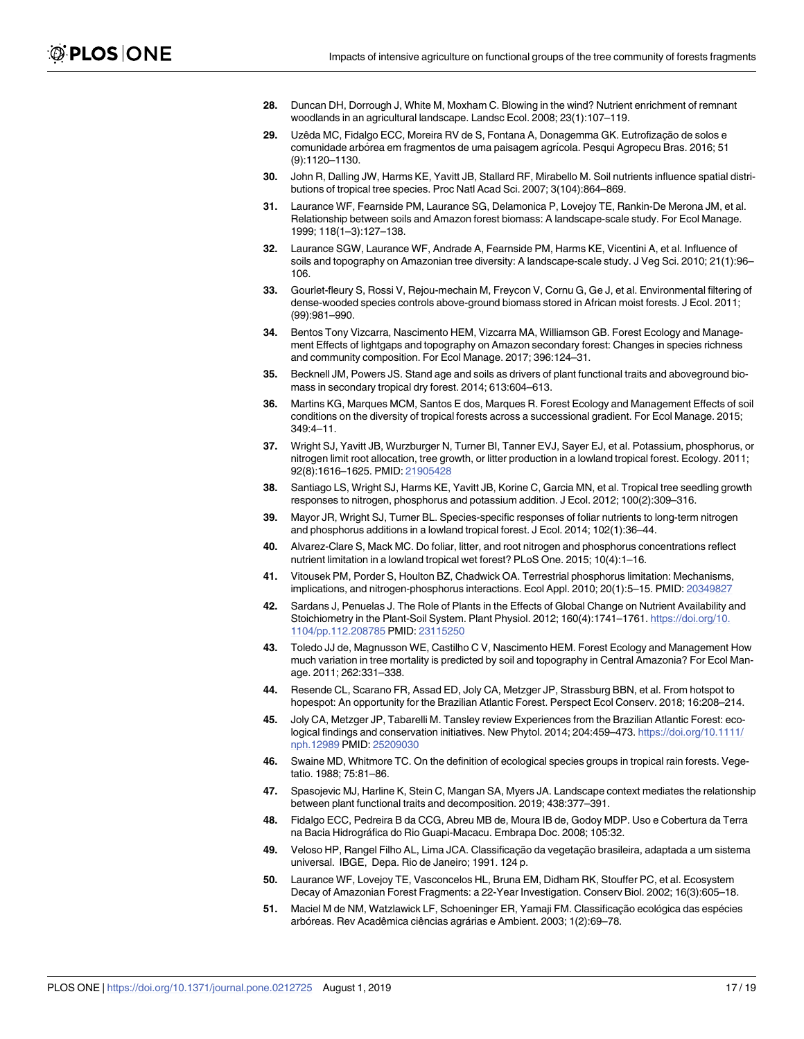28. Duncan DH, Dorrough J, White M, Moxham C. Blowing in the wind? Nutrient enrichment of remnant woodlands in an agricultural landscape. Landsc Ecol. 2008; 23(1):107–119.

29. Uzêda MC, Fidalgo ECC, Moreira RV de S, Fontana A, Donagemma GK. Eutrofização de solos e comunidade arbórea em fragmentos de uma paisagem agrícola. Pesqui Agropecu Bras. 2016; 51 (9):1120–1130.

30. John R, Dalling JW, Harms KE, Yavitt JB, Stallard RF, Mirabello M. Soil nutrients influence spatial distributions of tropical tree species. Proc Natl Acad Sci. 2007; 3(104):864–869.

31. Laurance WF, Fearnside PM, Laurance SG, Delamonica P, Lovejoy TE, Rankin-De Merona JM, et al. Relationship between soils and Amazon forest biomass: A landscape-scale study. For Ecol Manage. 1999; 118(1–3):127–138.

32. Laurance SGW, Laurance WF, Andrade A, Fearnside PM, Harms KE, Vicentini A, et al. Influence of soils and topography on Amazonian tree diversity: A landscape-scale study. J Veg Sci. 2010; 21(1):96–106.

33. Gourlet-fleury S, Rossi V, Rejou-mechain M, Freycon V, Cornu G, Ge J, et al. Environmental filtering of dense-wooded species controls above-ground biomass stored in African moist forests. J Ecol. 2011; (99):981–990.

34. Bentos Tony Vizcarra, Nascimento HEM, Vizcarra MA, Williamson GB. Forest Ecology and Management Effects of lightgaps and topography on Amazon secondary forest: Changes in species richness and community composition. For Ecol Manage. 2017; 396:124–31.

35. Becknell JM, Powers JS. Stand age and soils as drivers of plant functional traits and aboveground biomass in secondary tropical dry forest. 2014; 613:604–613.

36. Martins KG, Marques MCM, Santos E dos, Marques R. Forest Ecology and Management Effects of soil conditions on the diversity of tropical forests across a successional gradient. For Ecol Manage. 2015; 349:4–11.

37. Wright SJ, Yavitt JB, Wurzburger N, Turner BI, Tanner EVJ, Sayer EJ, et al. Potassium, phosphorus, or nitrogen limit root allocation, tree growth, or litter production in a lowland tropical forest. Ecology. 2011; 92(8):1616–1625. PMID: 21905428

38. Santiago LS, Wright SJ, Harms KE, Yavitt JB, Korine C, Garcia MN, et al. Tropical tree seedling growth responses to nitrogen, phosphorus and potassium addition. J Ecol. 2012; 100(2):309–316.

39. Mayor JR, Wright SJ, Turner BL. Species-specific responses of foliar nutrients to long-term nitrogen and phosphorus additions in a lowland tropical forest. J Ecol. 2014; 102(1):36–44.

40. Alvarez-Clare S, Mack MC. Do foliar, litter, and root nitrogen and phosphorus concentrations reflect nutrient limitation in a lowland tropical wet forest? PLoS One. 2015; 10(4):1–16.

41. Vitousek PM, Porder S, Houlton BZ, Chadwick OA. Terrestrial phosphorus limitation: Mechanisms, implications, and nitrogen-phosphorus interactions. Ecol Appl. 2010; 20(1):5–15. PMID: 20349827

42. Sardans J, Penuelas J. The Role of Plants in the Effects of Global Change on Nutrient Availability and Stoichiometry in the Plant-Soil System. Plant Physiol. 2012; 160(4):1741–1761. https://doi.org/10.1104/pp.112.208785 PMID: 23115250

43. Toledo JJ de, Magnusson WE, Castilho C V, Nascimento HEM. Forest Ecology and Management How much variation in tree mortality is predicted by soil and topography in Central Amazonia? For Ecol Manage. 2011; 262:331–338.

44. Resende CL, Scarano FR, Assad ED, Joly CA, Metzger JP, Strassburg BBN, et al. From hotspot to hopespot: An opportunity for the Brazilian Atlantic Forest. Perspect Ecol Conserv. 2018; 16:208–214.

45. Joly CA, Metzger JP, Tabarelli M. Tansley review Experiences from the Brazilian Atlantic Forest: ecological findings and conservation initiatives. New Phytol. 2014; 204:459–473. https://doi.org/10.1111/nph.12989 PMID: 25209030

46. Swaine MD, Whitmore TC. On the definition of ecological species groups in tropical rain forests. Vegetatio. 1988; 75:81–86.

47. Spasojevic MJ, Harline K, Stein C, Mangan SA, Myers JA. Landscape context mediates the relationship between plant functional traits and decomposition. 2019; 438:377–391.

48. Fidalgo ECC, Pedreira B da CCG, Abreu MB de, Moura IB de, Godoy MDP. Uso e Cobertura da Terra na Bacia Hidrográfica do Rio Guapi-Macacu. Embrapa Doc. 2008; 105:32.

49. Veloso HP, Rangel Filho AL, Lima JCA. Classificação da vegetação brasileira, adaptada a um sistema universal. IBGE, Depa. Rio de Janeiro; 1991. 124 p.

50. Laurance WF, Lovejoy TE, Vasconcelos HL, Bruna EM, Didham RK, Stouffer PC, et al. Ecosystem Decay of Amazonian Forest Fragments: a 22-Year Investigation. Conserv Biol. 2002; 16(3):605–18.

51. Maciel M de NM, Watzlawick LF, Schoeninger ER, Yamaji FM. Classificação ecológica das espécies arbóreas. Rev Acadêmica ciências agrárias e Ambient. 2003; 1(2):69–78.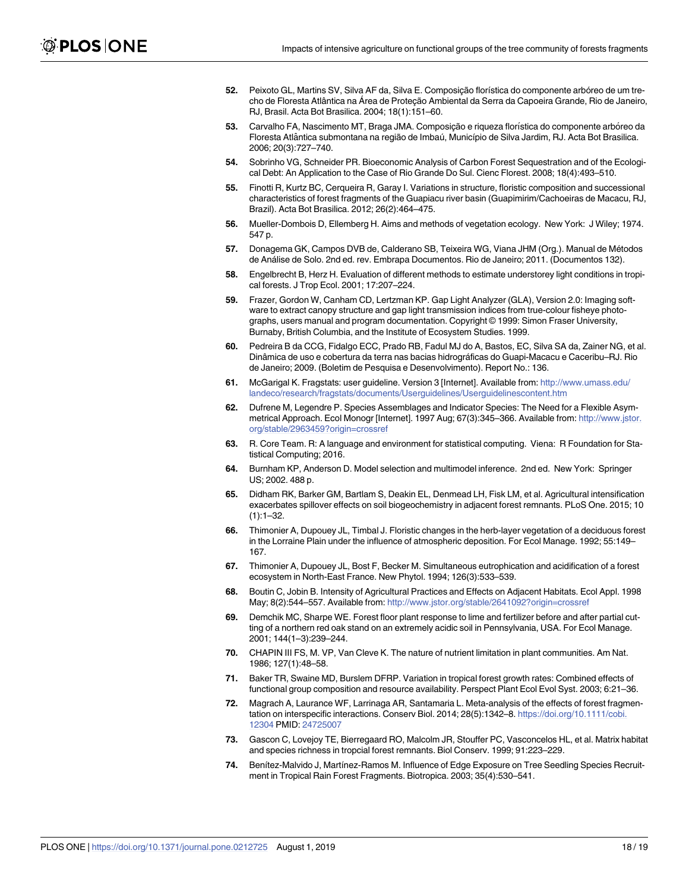52. Peixoto GL, Martins SV, Silva AF da, Silva E. Composição florística do componente arbóreo de um trecho de Floresta Atlântica na Área de Proteção Ambiental da Serra da Capoeira Grande, Rio de Janeiro, RJ, Brasil. Acta Bot Brasilica. 2004; 18(1):151–60.

53. Carvalho FA, Nascimento MT, Braga JMA. Composição e riqueza florística do componente arbóreo da Floresta Atlântica submontana na região de Imbaú, Município de Silva Jardim, RJ. Acta Bot Brasilica. 2006; 20(3):727–740.

54. Sobrinho VG, Schneider PR. Bioeconomic Analysis of Carbon Forest Sequestration and of the Ecological Debt: An Application to the Case of Rio Grande Do Sul. Cienc Florest. 2008; 18(4):493–510.

55. Finotti R, Kurtz BC, Cerqueira R, Garay I. Variations in structure, floristic composition and successional characteristics of forest fragments of the Guapiacu river basin (Guapimirim/Cachoeiras de Macacu, RJ, Brazil). Acta Bot Brasilica. 2012; 26(2):464–475.

56. Mueller-Dombois D, Ellemberg H. Aims and methods of vegetation ecology. New York: J Wiley; 1974. 547 p.

57. Donagema GK, Campos DVB de, Calderano SB, Teixeira WG, Viana JHM (Org.). Manual de Métodos de Análise de Solo. 2nd ed. rev. Embrapa Documentos. Rio de Janeiro; 2011. (Documentos 132).

58. Engelbrecht B, Herz H. Evaluation of different methods to estimate understorey light conditions in tropical forests. J Trop Ecol. 2001; 17:207–224.

59. Frazer, Gordon W, Canham CD, Lertzman KP. Gap Light Analyzer (GLA), Version 2.0: Imaging software to extract canopy structure and gap light transmission indices from true-colour fisheye photographs, users manual and program documentation. Copyright © 1999: Simon Fraser University, Burnaby, British Columbia, and the Institute of Ecosystem Studies. 1999.

60. Pedreira B da CCG, Fidalgo ECC, Prado RB, Fadul MJ do A, Bastos, EC, Silva SA da, Zainer NG, et al. Dinâmica de uso e cobertura da terra nas bacias hidrográficas do Guapi-Macacu e Caceribu–RJ. Rio de Janeiro; 2009. (Boletim de Pesquisa e Desenvolvimento). Report No.: 136.

61. McGarigal K. Fragstats: user guideline. Version 3 [Internet]. Available from: http://www.umass.edu/landeco/research/fragstats/documents/Userguidelines/Userguidelinescontent.htm

62. Dufrene M, Legendre P. Species Assemblages and Indicator Species: The Need for a Flexible Asymmetrical Approach. Ecol Monogr [Internet]. 1997 Aug; 67(3):345–366. Available from: http://www.jstor.org/stable/2963459?origin=crossref

63. R. Core Team. R: A language and environment for statistical computing. Viena: R Foundation for Statistical Computing; 2016.

64. Burnham KP, Anderson D. Model selection and multimodel inference. 2nd ed. New York: Springer US; 2002. 488 p.

65. Didham RK, Barker GM, Bartlam S, Deakin EL, Denmead LH, Fisk LM, et al. Agricultural intensification exacerbates spillover effects on soil biogeochemistry in adjacent forest remnants. PLoS One. 2015; 10 (1):1–32.

66. Thimonier A, Dupouey JL, Timbal J. Floristic changes in the herb-layer vegetation of a deciduous forest in the Lorraine Plain under the influence of atmospheric deposition. For Ecol Manage. 1992; 55:149–167.

67. Thimonier A, Dupouey JL, Bost F, Becker M. Simultaneous eutrophication and acidification of a forest ecosystem in North-East France. New Phytol. 1994; 126(3):533–539.

68. Boutin C, Jobin B. Intensity of Agricultural Practices and Effects on Adjacent Habitats. Ecol Appl. 1998 May; 8(2):544–557. Available from: http://www.jstor.org/stable/2641092?origin=crossref

69. Demchik MC, Sharpe WE. Forest floor plant response to lime and fertilizer before and after partial cutting of a northern red oak stand on an extremely acidic soil in Pennsylvania, USA. For Ecol Manage. 2001; 144(1–3):239–244.

70. CHAPIN III FS, M. VP, Van Cleve K. The nature of nutrient limitation in plant communities. Am Nat. 1986; 127(1):48–58.

71. Baker TR, Swaine MD, Burslem DFRP. Variation in tropical forest growth rates: Combined effects of functional group composition and resource availability. Perspect Plant Ecol Evol Syst. 2003; 6:21–36.

72. Magrach A, Laurance WF, Larrinaga AR, Santamaria L. Meta-analysis of the effects of forest fragmentation on interspecific interactions. Conserv Biol. 2014; 28(5):1342–8. https://doi.org/10.1111/cobi.12304 PMID: 24725007

73. Gascon C, Lovejoy TE, Bierregaard RO, Malcolm JR, Stouffer PC, Vasconcelos HL, et al. Matrix habitat and species richness in tropcial forest remnants. Biol Conserv. 1999; 91:223–229.

74. Benítez-Malvido J, Martínez-Ramos M. Influence of Edge Exposure on Tree Seedling Species Recruitment in Tropical Rain Forest Fragments. Biotropica. 2003; 35(4):530–541.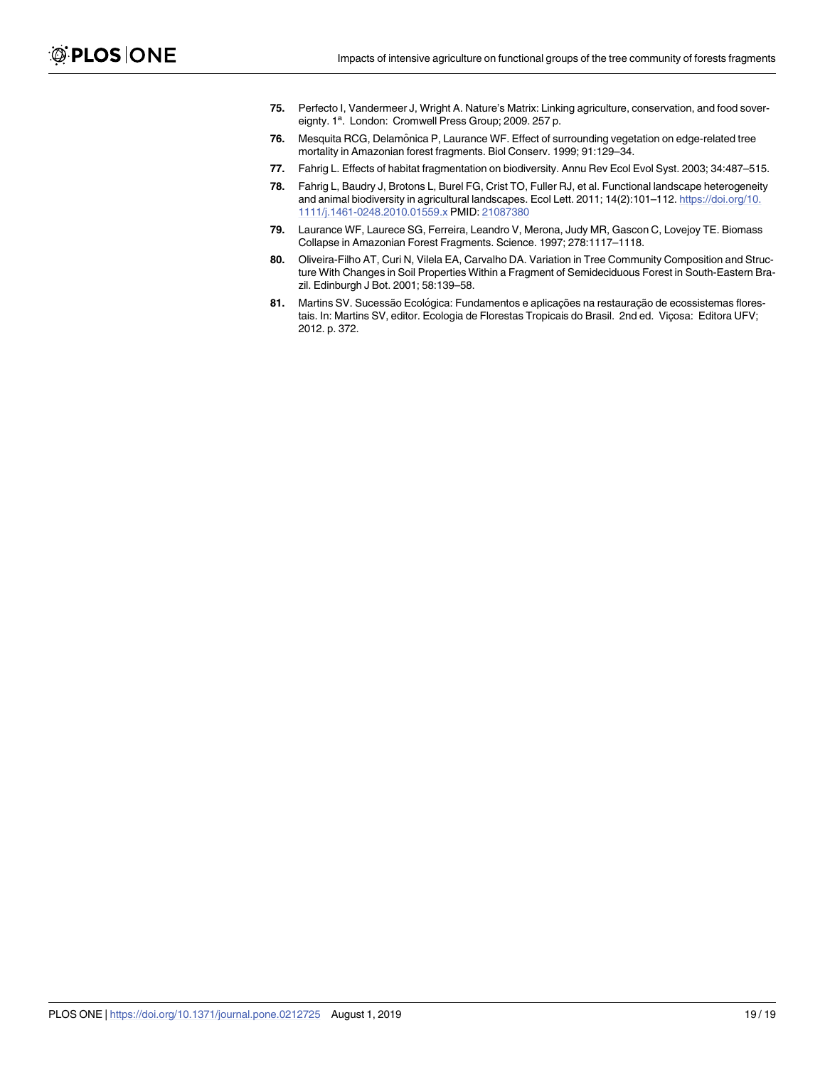75. Perfecto I, Vandermeer J, Wright A. Nature's Matrix: Linking agriculture, conservation, and food sovereignty. 1ª. London: Cromwell Press Group; 2009. 257 p.

76. Mesquita RCG, Delamônica P, Laurance WF. Effect of surrounding vegetation on edge-related tree mortality in Amazonian forest fragments. Biol Conserv. 1999; 91:129–34.

77. Fahrig L. Effects of habitat fragmentation on biodiversity. Annu Rev Ecol Evol Syst. 2003; 34:487–515.

78. Fahrig L, Baudry J, Brotons L, Burel FG, Crist TO, Fuller RJ, et al. Functional landscape heterogeneity and animal biodiversity in agricultural landscapes. Ecol Lett. 2011; 14(2):101–112. https://doi.org/10.1111/j.1461-0248.2010.01559.x PMID: 21087380

79. Laurance WF, Laurece SG, Ferreira, Leandro V, Merona, Judy MR, Gascon C, Lovejoy TE. Biomass Collapse in Amazonian Forest Fragments. Science. 1997; 278:1117–1118.

80. Oliveira-Filho AT, Curi N, Vilela EA, Carvalho DA. Variation in Tree Community Composition and Structure With Changes in Soil Properties Within a Fragment of Semideciduous Forest in South-Eastern Brazil. Edinburgh J Bot. 2001; 58:139–58.

81. Martins SV. Sucessão Ecológica: Fundamentos e aplicações na restauração de ecossistemas florestais. In: Martins SV, editor. Ecologia de Florestas Tropicais do Brasil. 2nd ed. Viçosa: Editora UFV; 2012. p. 372.